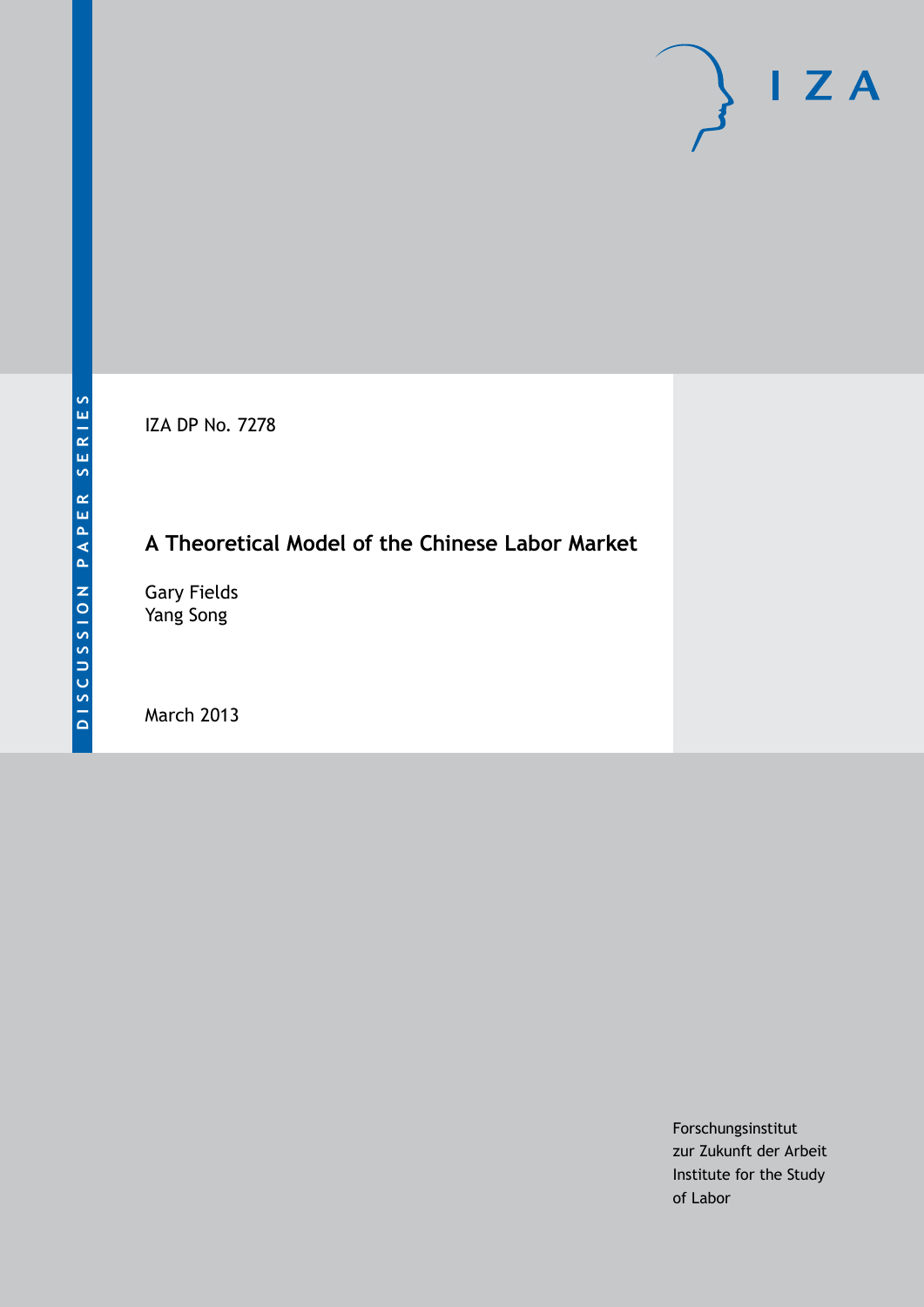DISCUSSION PAPER SERIES

IZA

IZA DP No. 7278

# A Theoretical Model of the Chinese Labor Market

Gary Fields
Yang Song

March 2013

Forschungsinstitut
zur Zukunft der Arbeit
Institute for the Study
of Labor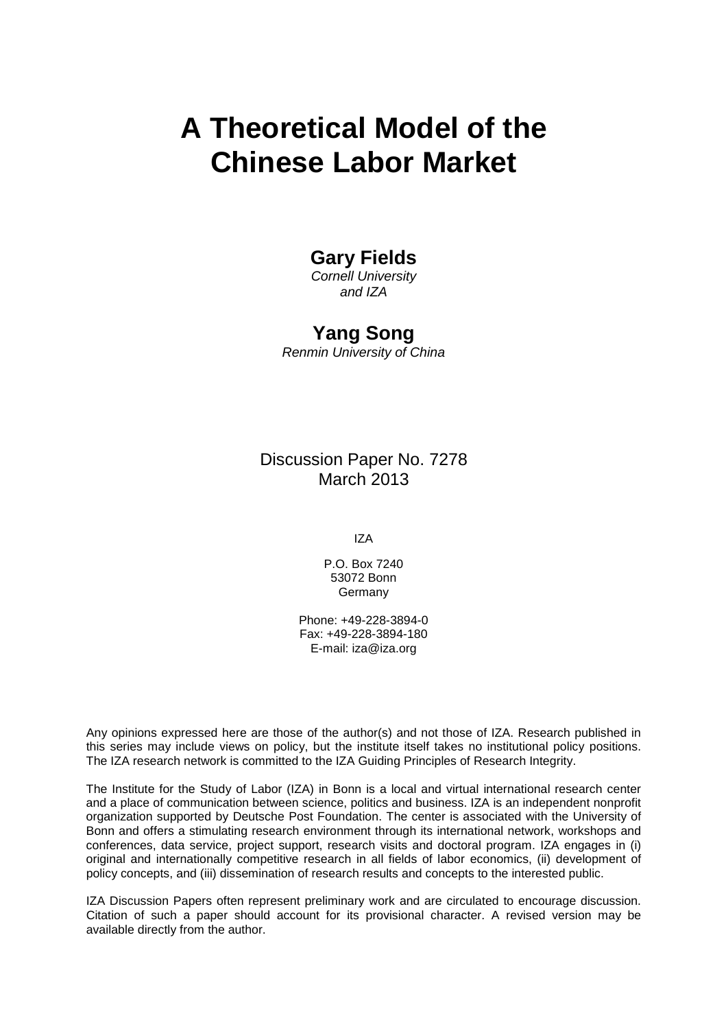# A Theoretical Model of the Chinese Labor Market

**Gary Fields**

*Cornell University and IZA*

**Yang Song**

*Renmin University of China*

Discussion Paper No. 7278
March 2013

IZA

P.O. Box 7240
53072 Bonn
Germany

Phone: +49-228-3894-0
Fax: +49-228-3894-180
E-mail: iza@iza.org

Any opinions expressed here are those of the author(s) and not those of IZA. Research published in this series may include views on policy, but the institute itself takes no institutional policy positions. The IZA research network is committed to the IZA Guiding Principles of Research Integrity.

The Institute for the Study of Labor (IZA) in Bonn is a local and virtual international research center and a place of communication between science, politics and business. IZA is an independent nonprofit organization supported by Deutsche Post Foundation. The center is associated with the University of Bonn and offers a stimulating research environment through its international network, workshops and conferences, data service, project support, research visits and doctoral program. IZA engages in (i) original and internationally competitive research in all fields of labor economics, (ii) development of policy concepts, and (iii) dissemination of research results and concepts to the interested public.

IZA Discussion Papers often represent preliminary work and are circulated to encourage discussion. Citation of such a paper should account for its provisional character. A revised version may be available directly from the author.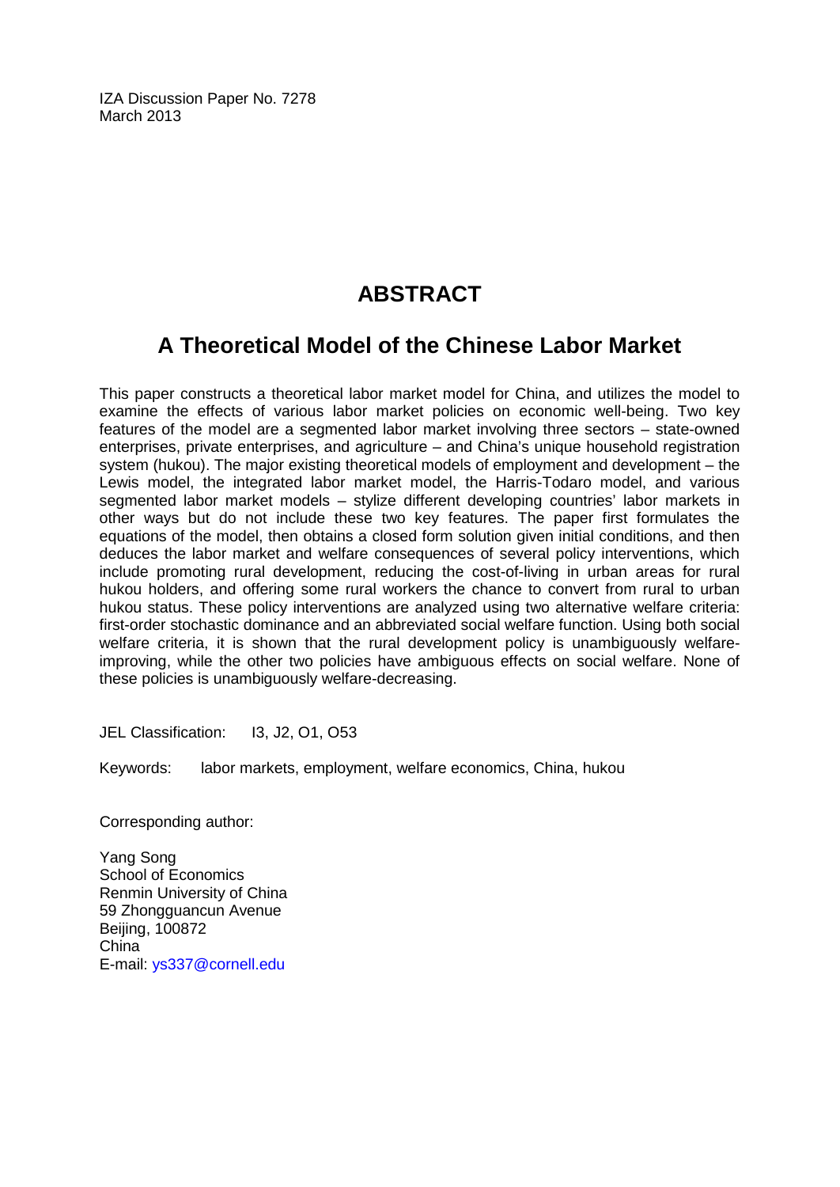IZA Discussion Paper No. 7278
March 2013

# ABSTRACT

## A Theoretical Model of the Chinese Labor Market

This paper constructs a theoretical labor market model for China, and utilizes the model to examine the effects of various labor market policies on economic well-being. Two key features of the model are a segmented labor market involving three sectors – state-owned enterprises, private enterprises, and agriculture – and China's unique household registration system (hukou). The major existing theoretical models of employment and development – the Lewis model, the integrated labor market model, the Harris-Todaro model, and various segmented labor market models – stylize different developing countries' labor markets in other ways but do not include these two key features. The paper first formulates the equations of the model, then obtains a closed form solution given initial conditions, and then deduces the labor market and welfare consequences of several policy interventions, which include promoting rural development, reducing the cost-of-living in urban areas for rural hukou holders, and offering some rural workers the chance to convert from rural to urban hukou status. These policy interventions are analyzed using two alternative welfare criteria: first-order stochastic dominance and an abbreviated social welfare function. Using both social welfare criteria, it is shown that the rural development policy is unambiguously welfare-improving, while the other two policies have ambiguous effects on social welfare. None of these policies is unambiguously welfare-decreasing.

JEL Classification: I3, J2, O1, O53

Keywords: labor markets, employment, welfare economics, China, hukou

Corresponding author:

Yang Song
School of Economics
Renmin University of China
59 Zhongguancun Avenue
Beijing, 100872
China
E-mail: ys337@cornell.edu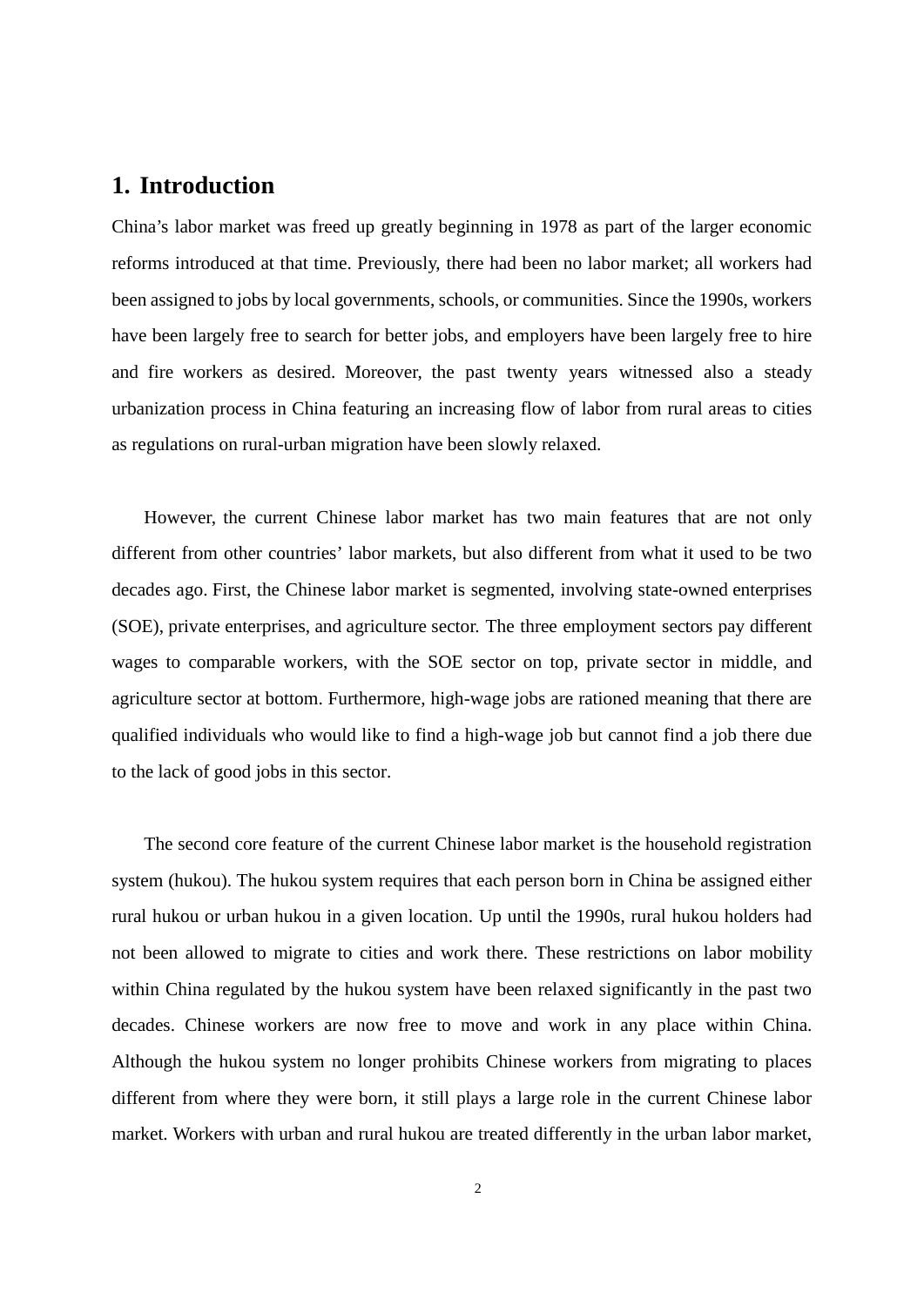## 1. Introduction

China's labor market was freed up greatly beginning in 1978 as part of the larger economic reforms introduced at that time. Previously, there had been no labor market; all workers had been assigned to jobs by local governments, schools, or communities. Since the 1990s, workers have been largely free to search for better jobs, and employers have been largely free to hire and fire workers as desired. Moreover, the past twenty years witnessed also a steady urbanization process in China featuring an increasing flow of labor from rural areas to cities as regulations on rural-urban migration have been slowly relaxed.

However, the current Chinese labor market has two main features that are not only different from other countries' labor markets, but also different from what it used to be two decades ago. First, the Chinese labor market is segmented, involving state-owned enterprises (SOE), private enterprises, and agriculture sector. The three employment sectors pay different wages to comparable workers, with the SOE sector on top, private sector in middle, and agriculture sector at bottom. Furthermore, high-wage jobs are rationed meaning that there are qualified individuals who would like to find a high-wage job but cannot find a job there due to the lack of good jobs in this sector.

The second core feature of the current Chinese labor market is the household registration system (hukou). The hukou system requires that each person born in China be assigned either rural hukou or urban hukou in a given location. Up until the 1990s, rural hukou holders had not been allowed to migrate to cities and work there. These restrictions on labor mobility within China regulated by the hukou system have been relaxed significantly in the past two decades. Chinese workers are now free to move and work in any place within China. Although the hukou system no longer prohibits Chinese workers from migrating to places different from where they were born, it still plays a large role in the current Chinese labor market. Workers with urban and rural hukou are treated differently in the urban labor market,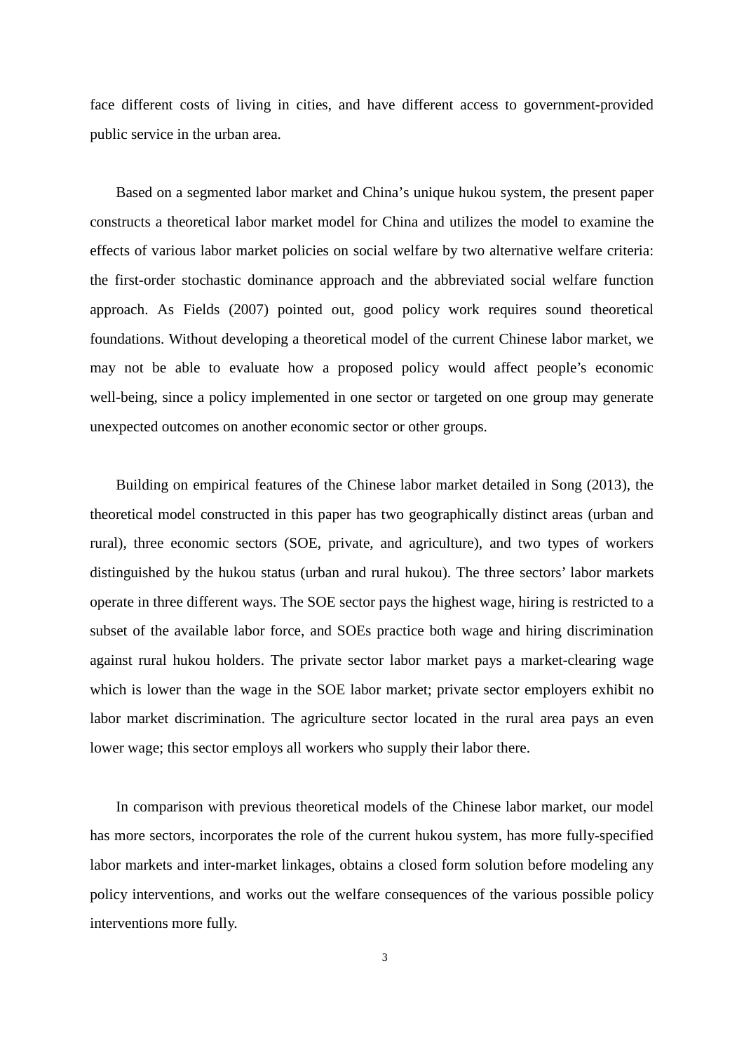face different costs of living in cities, and have different access to government-provided public service in the urban area.

Based on a segmented labor market and China's unique hukou system, the present paper constructs a theoretical labor market model for China and utilizes the model to examine the effects of various labor market policies on social welfare by two alternative welfare criteria: the first-order stochastic dominance approach and the abbreviated social welfare function approach. As Fields (2007) pointed out, good policy work requires sound theoretical foundations. Without developing a theoretical model of the current Chinese labor market, we may not be able to evaluate how a proposed policy would affect people's economic well-being, since a policy implemented in one sector or targeted on one group may generate unexpected outcomes on another economic sector or other groups.

Building on empirical features of the Chinese labor market detailed in Song (2013), the theoretical model constructed in this paper has two geographically distinct areas (urban and rural), three economic sectors (SOE, private, and agriculture), and two types of workers distinguished by the hukou status (urban and rural hukou). The three sectors' labor markets operate in three different ways. The SOE sector pays the highest wage, hiring is restricted to a subset of the available labor force, and SOEs practice both wage and hiring discrimination against rural hukou holders. The private sector labor market pays a market-clearing wage which is lower than the wage in the SOE labor market; private sector employers exhibit no labor market discrimination. The agriculture sector located in the rural area pays an even lower wage; this sector employs all workers who supply their labor there.

In comparison with previous theoretical models of the Chinese labor market, our model has more sectors, incorporates the role of the current hukou system, has more fully-specified labor markets and inter-market linkages, obtains a closed form solution before modeling any policy interventions, and works out the welfare consequences of the various possible policy interventions more fully.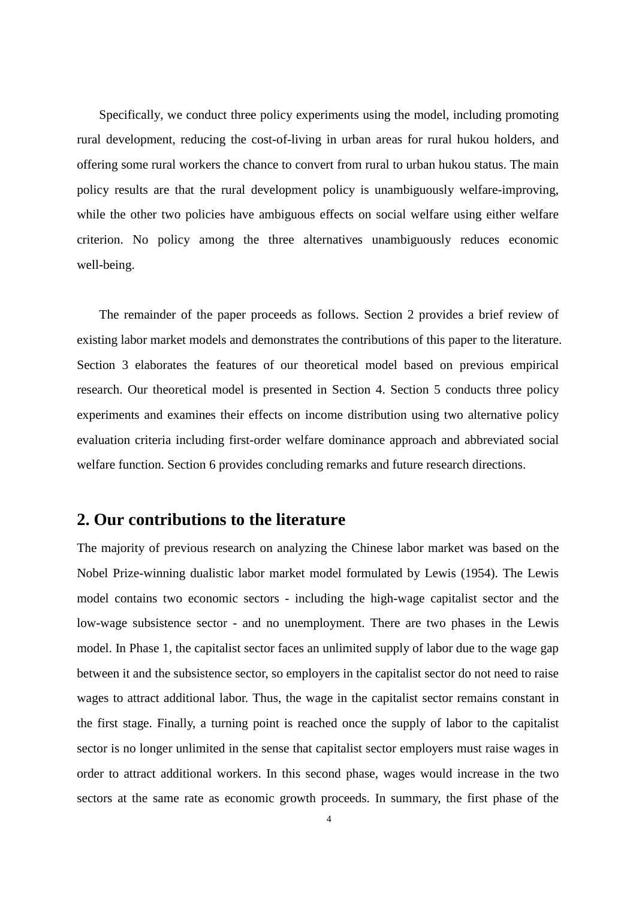Specifically, we conduct three policy experiments using the model, including promoting rural development, reducing the cost-of-living in urban areas for rural hukou holders, and offering some rural workers the chance to convert from rural to urban hukou status. The main policy results are that the rural development policy is unambiguously welfare-improving, while the other two policies have ambiguous effects on social welfare using either welfare criterion. No policy among the three alternatives unambiguously reduces economic well-being.

The remainder of the paper proceeds as follows. Section 2 provides a brief review of existing labor market models and demonstrates the contributions of this paper to the literature. Section 3 elaborates the features of our theoretical model based on previous empirical research. Our theoretical model is presented in Section 4. Section 5 conducts three policy experiments and examines their effects on income distribution using two alternative policy evaluation criteria including first-order welfare dominance approach and abbreviated social welfare function. Section 6 provides concluding remarks and future research directions.

## 2. Our contributions to the literature

The majority of previous research on analyzing the Chinese labor market was based on the Nobel Prize-winning dualistic labor market model formulated by Lewis (1954). The Lewis model contains two economic sectors - including the high-wage capitalist sector and the low-wage subsistence sector - and no unemployment. There are two phases in the Lewis model. In Phase 1, the capitalist sector faces an unlimited supply of labor due to the wage gap between it and the subsistence sector, so employers in the capitalist sector do not need to raise wages to attract additional labor. Thus, the wage in the capitalist sector remains constant in the first stage. Finally, a turning point is reached once the supply of labor to the capitalist sector is no longer unlimited in the sense that capitalist sector employers must raise wages in order to attract additional workers. In this second phase, wages would increase in the two sectors at the same rate as economic growth proceeds. In summary, the first phase of the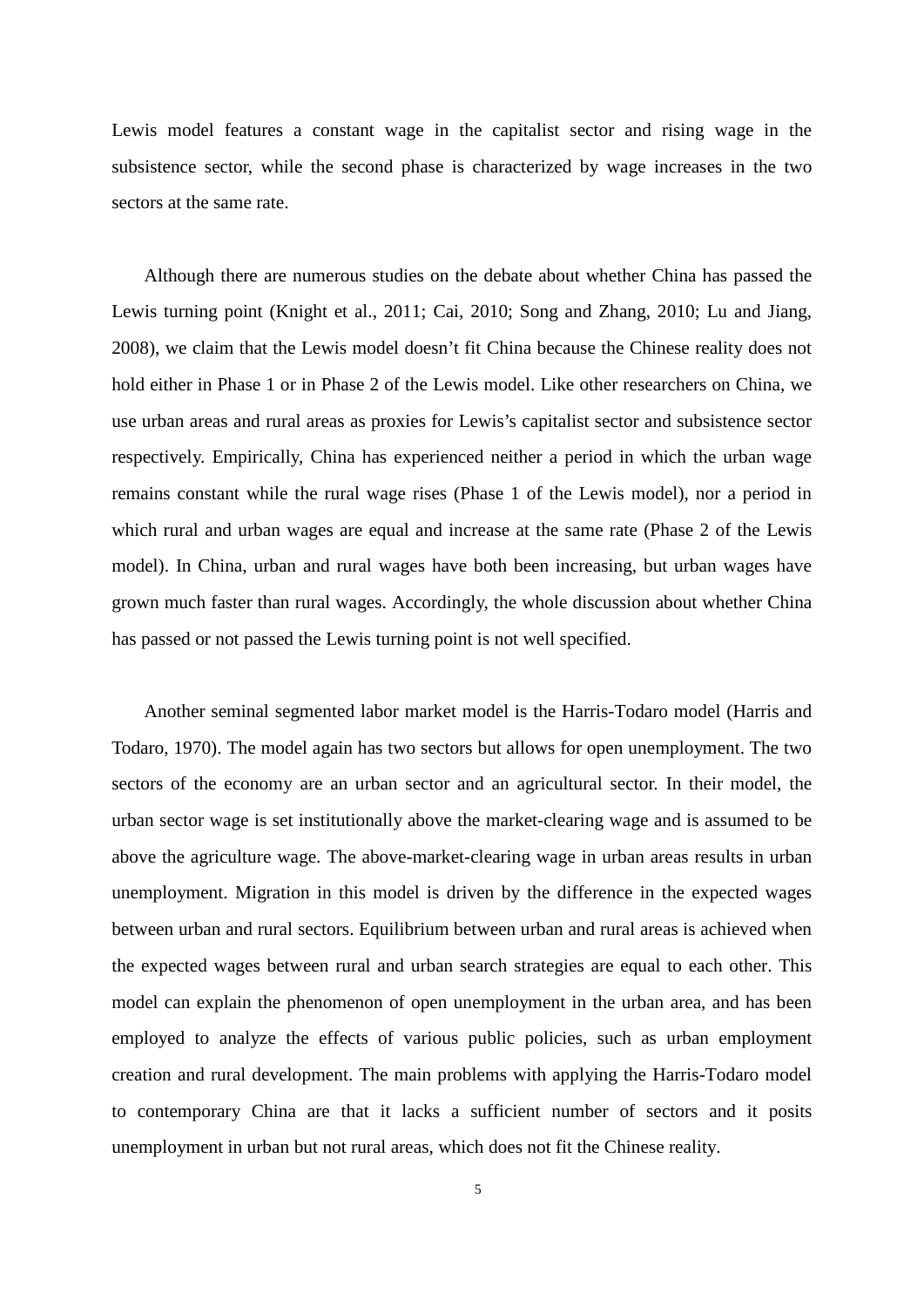Lewis model features a constant wage in the capitalist sector and rising wage in the subsistence sector, while the second phase is characterized by wage increases in the two sectors at the same rate.

Although there are numerous studies on the debate about whether China has passed the Lewis turning point (Knight et al., 2011; Cai, 2010; Song and Zhang, 2010; Lu and Jiang, 2008), we claim that the Lewis model doesn't fit China because the Chinese reality does not hold either in Phase 1 or in Phase 2 of the Lewis model. Like other researchers on China, we use urban areas and rural areas as proxies for Lewis's capitalist sector and subsistence sector respectively. Empirically, China has experienced neither a period in which the urban wage remains constant while the rural wage rises (Phase 1 of the Lewis model), nor a period in which rural and urban wages are equal and increase at the same rate (Phase 2 of the Lewis model). In China, urban and rural wages have both been increasing, but urban wages have grown much faster than rural wages. Accordingly, the whole discussion about whether China has passed or not passed the Lewis turning point is not well specified.

Another seminal segmented labor market model is the Harris-Todaro model (Harris and Todaro, 1970). The model again has two sectors but allows for open unemployment. The two sectors of the economy are an urban sector and an agricultural sector. In their model, the urban sector wage is set institutionally above the market-clearing wage and is assumed to be above the agriculture wage. The above-market-clearing wage in urban areas results in urban unemployment. Migration in this model is driven by the difference in the expected wages between urban and rural sectors. Equilibrium between urban and rural areas is achieved when the expected wages between rural and urban search strategies are equal to each other. This model can explain the phenomenon of open unemployment in the urban area, and has been employed to analyze the effects of various public policies, such as urban employment creation and rural development. The main problems with applying the Harris-Todaro model to contemporary China are that it lacks a sufficient number of sectors and it posits unemployment in urban but not rural areas, which does not fit the Chinese reality.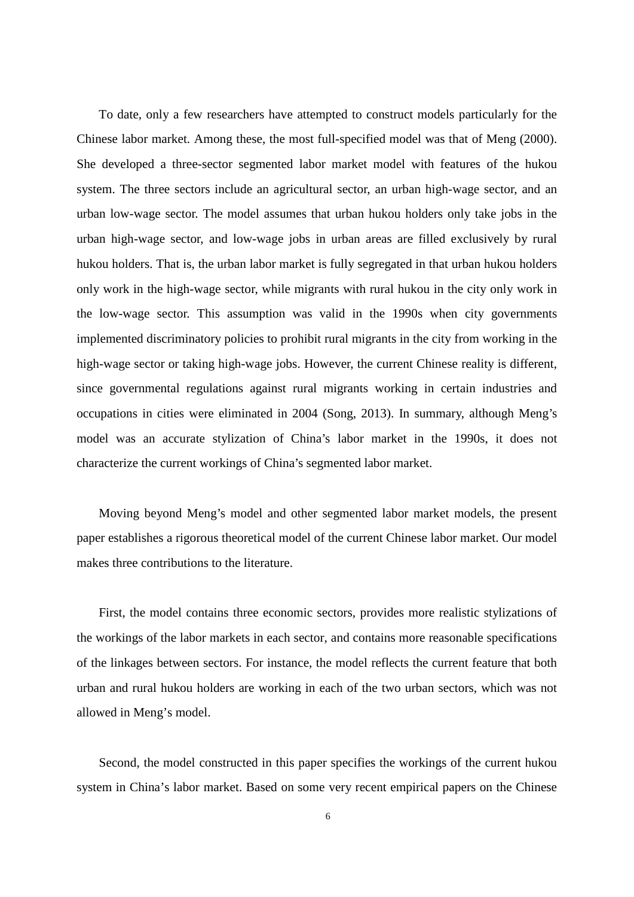To date, only a few researchers have attempted to construct models particularly for the Chinese labor market. Among these, the most full-specified model was that of Meng (2000). She developed a three-sector segmented labor market model with features of the hukou system. The three sectors include an agricultural sector, an urban high-wage sector, and an urban low-wage sector. The model assumes that urban hukou holders only take jobs in the urban high-wage sector, and low-wage jobs in urban areas are filled exclusively by rural hukou holders. That is, the urban labor market is fully segregated in that urban hukou holders only work in the high-wage sector, while migrants with rural hukou in the city only work in the low-wage sector. This assumption was valid in the 1990s when city governments implemented discriminatory policies to prohibit rural migrants in the city from working in the high-wage sector or taking high-wage jobs. However, the current Chinese reality is different, since governmental regulations against rural migrants working in certain industries and occupations in cities were eliminated in 2004 (Song, 2013). In summary, although Meng's model was an accurate stylization of China's labor market in the 1990s, it does not characterize the current workings of China's segmented labor market.

Moving beyond Meng's model and other segmented labor market models, the present paper establishes a rigorous theoretical model of the current Chinese labor market. Our model makes three contributions to the literature.

First, the model contains three economic sectors, provides more realistic stylizations of the workings of the labor markets in each sector, and contains more reasonable specifications of the linkages between sectors. For instance, the model reflects the current feature that both urban and rural hukou holders are working in each of the two urban sectors, which was not allowed in Meng's model.

Second, the model constructed in this paper specifies the workings of the current hukou system in China's labor market. Based on some very recent empirical papers on the Chinese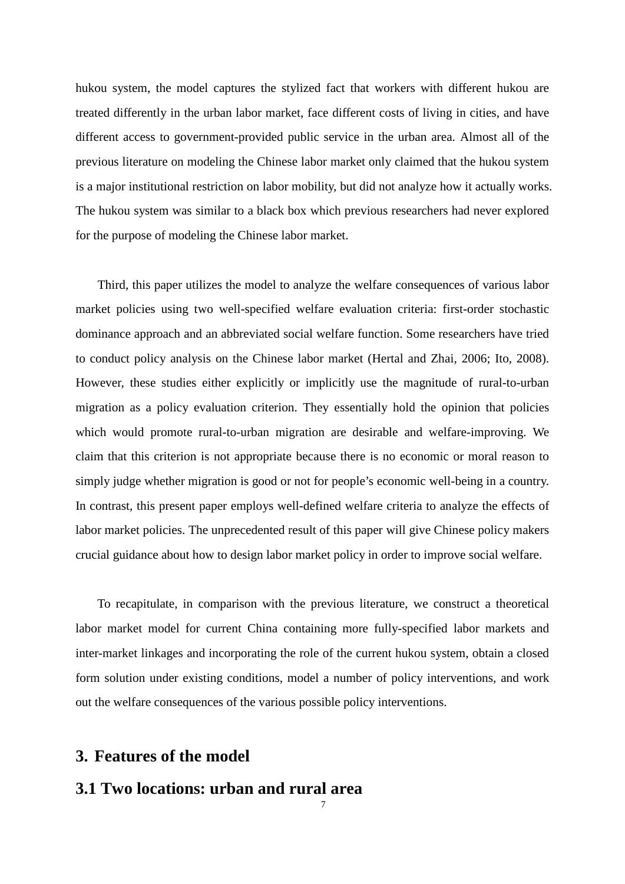hukou system, the model captures the stylized fact that workers with different hukou are treated differently in the urban labor market, face different costs of living in cities, and have different access to government-provided public service in the urban area. Almost all of the previous literature on modeling the Chinese labor market only claimed that the hukou system is a major institutional restriction on labor mobility, but did not analyze how it actually works. The hukou system was similar to a black box which previous researchers had never explored for the purpose of modeling the Chinese labor market.

Third, this paper utilizes the model to analyze the welfare consequences of various labor market policies using two well-specified welfare evaluation criteria: first-order stochastic dominance approach and an abbreviated social welfare function. Some researchers have tried to conduct policy analysis on the Chinese labor market (Hertal and Zhai, 2006; Ito, 2008). However, these studies either explicitly or implicitly use the magnitude of rural-to-urban migration as a policy evaluation criterion. They essentially hold the opinion that policies which would promote rural-to-urban migration are desirable and welfare-improving. We claim that this criterion is not appropriate because there is no economic or moral reason to simply judge whether migration is good or not for people's economic well-being in a country. In contrast, this present paper employs well-defined welfare criteria to analyze the effects of labor market policies. The unprecedented result of this paper will give Chinese policy makers crucial guidance about how to design labor market policy in order to improve social welfare.

To recapitulate, in comparison with the previous literature, we construct a theoretical labor market model for current China containing more fully-specified labor markets and inter-market linkages and incorporating the role of the current hukou system, obtain a closed form solution under existing conditions, model a number of policy interventions, and work out the welfare consequences of the various possible policy interventions.

## 3. Features of the model

### 3.1 Two locations: urban and rural area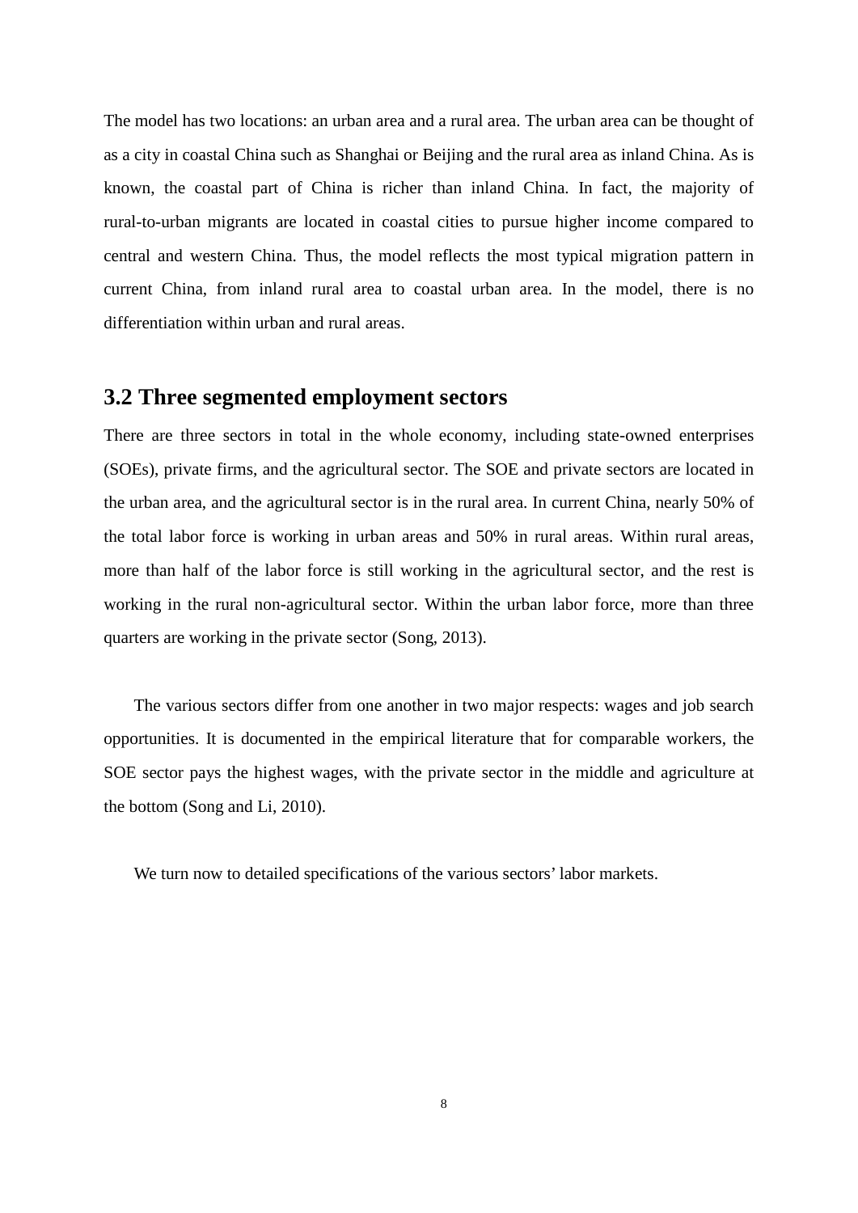The model has two locations: an urban area and a rural area. The urban area can be thought of as a city in coastal China such as Shanghai or Beijing and the rural area as inland China. As is known, the coastal part of China is richer than inland China. In fact, the majority of rural-to-urban migrants are located in coastal cities to pursue higher income compared to central and western China. Thus, the model reflects the most typical migration pattern in current China, from inland rural area to coastal urban area. In the model, there is no differentiation within urban and rural areas.

## 3.2 Three segmented employment sectors

There are three sectors in total in the whole economy, including state-owned enterprises (SOEs), private firms, and the agricultural sector. The SOE and private sectors are located in the urban area, and the agricultural sector is in the rural area. In current China, nearly 50% of the total labor force is working in urban areas and 50% in rural areas. Within rural areas, more than half of the labor force is still working in the agricultural sector, and the rest is working in the rural non-agricultural sector. Within the urban labor force, more than three quarters are working in the private sector (Song, 2013).

The various sectors differ from one another in two major respects: wages and job search opportunities. It is documented in the empirical literature that for comparable workers, the SOE sector pays the highest wages, with the private sector in the middle and agriculture at the bottom (Song and Li, 2010).

We turn now to detailed specifications of the various sectors' labor markets.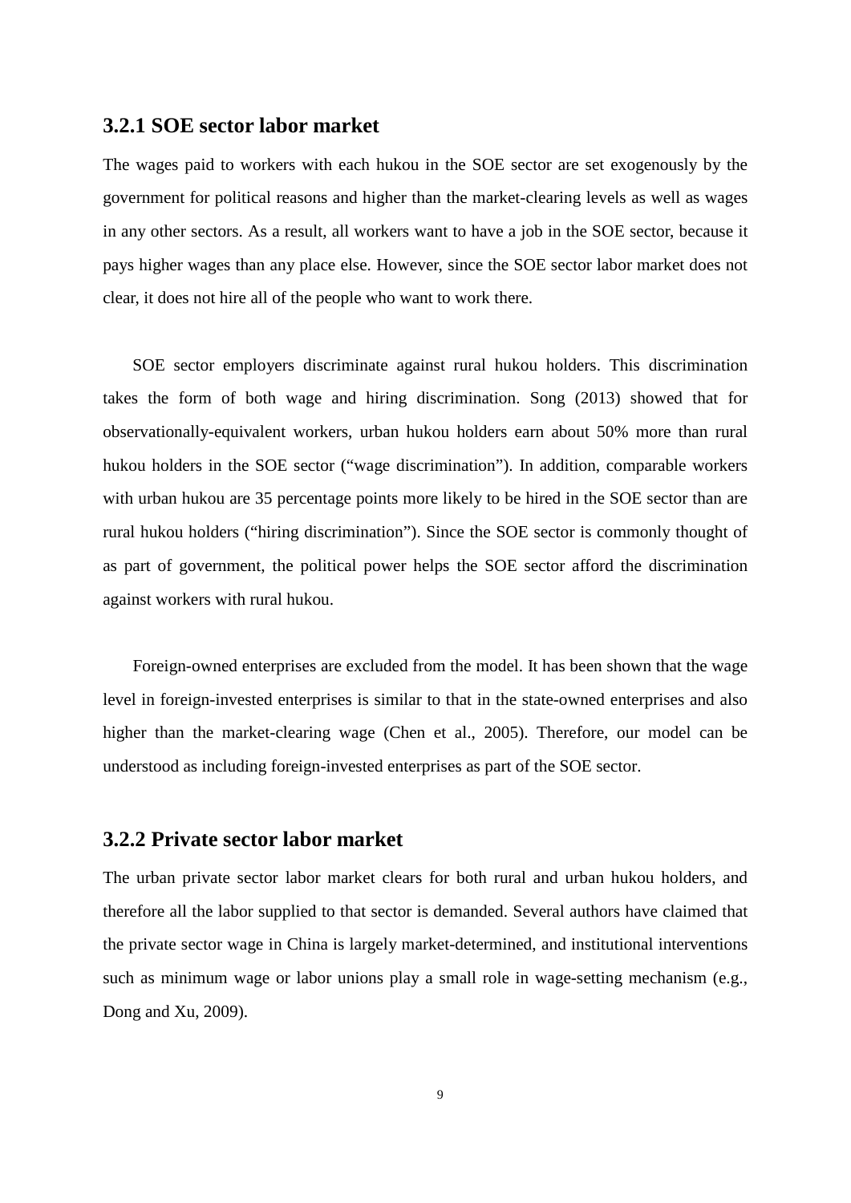### 3.2.1 SOE sector labor market

The wages paid to workers with each hukou in the SOE sector are set exogenously by the government for political reasons and higher than the market-clearing levels as well as wages in any other sectors. As a result, all workers want to have a job in the SOE sector, because it pays higher wages than any place else. However, since the SOE sector labor market does not clear, it does not hire all of the people who want to work there.

SOE sector employers discriminate against rural hukou holders. This discrimination takes the form of both wage and hiring discrimination. Song (2013) showed that for observationally-equivalent workers, urban hukou holders earn about 50% more than rural hukou holders in the SOE sector ("wage discrimination"). In addition, comparable workers with urban hukou are 35 percentage points more likely to be hired in the SOE sector than are rural hukou holders ("hiring discrimination"). Since the SOE sector is commonly thought of as part of government, the political power helps the SOE sector afford the discrimination against workers with rural hukou.

Foreign-owned enterprises are excluded from the model. It has been shown that the wage level in foreign-invested enterprises is similar to that in the state-owned enterprises and also higher than the market-clearing wage (Chen et al., 2005). Therefore, our model can be understood as including foreign-invested enterprises as part of the SOE sector.

### 3.2.2 Private sector labor market

The urban private sector labor market clears for both rural and urban hukou holders, and therefore all the labor supplied to that sector is demanded. Several authors have claimed that the private sector wage in China is largely market-determined, and institutional interventions such as minimum wage or labor unions play a small role in wage-setting mechanism (e.g., Dong and Xu, 2009).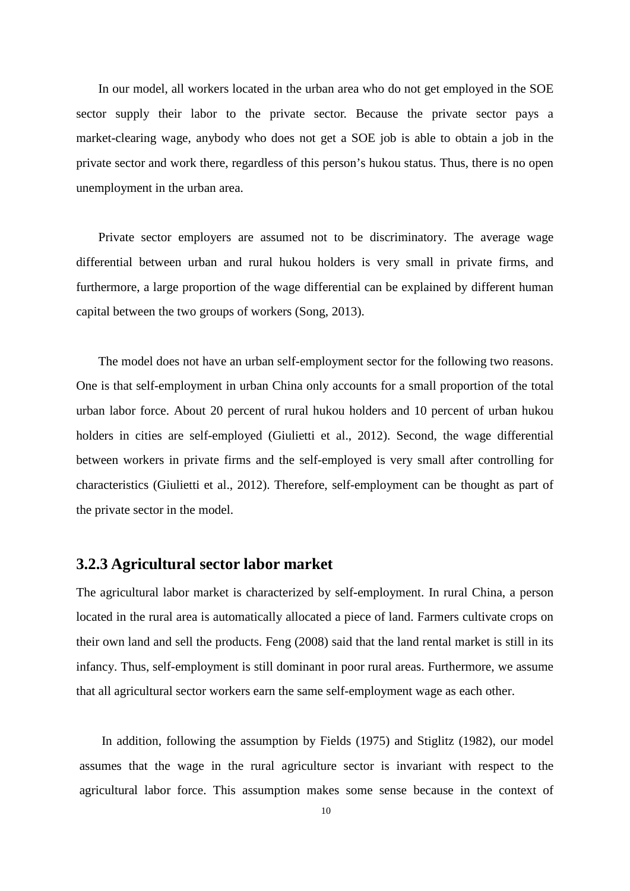In our model, all workers located in the urban area who do not get employed in the SOE sector supply their labor to the private sector. Because the private sector pays a market-clearing wage, anybody who does not get a SOE job is able to obtain a job in the private sector and work there, regardless of this person's hukou status. Thus, there is no open unemployment in the urban area.

Private sector employers are assumed not to be discriminatory. The average wage differential between urban and rural hukou holders is very small in private firms, and furthermore, a large proportion of the wage differential can be explained by different human capital between the two groups of workers (Song, 2013).

The model does not have an urban self-employment sector for the following two reasons. One is that self-employment in urban China only accounts for a small proportion of the total urban labor force. About 20 percent of rural hukou holders and 10 percent of urban hukou holders in cities are self-employed (Giulietti et al., 2012). Second, the wage differential between workers in private firms and the self-employed is very small after controlling for characteristics (Giulietti et al., 2012). Therefore, self-employment can be thought as part of the private sector in the model.

### 3.2.3 Agricultural sector labor market

The agricultural labor market is characterized by self-employment. In rural China, a person located in the rural area is automatically allocated a piece of land. Farmers cultivate crops on their own land and sell the products. Feng (2008) said that the land rental market is still in its infancy. Thus, self-employment is still dominant in poor rural areas. Furthermore, we assume that all agricultural sector workers earn the same self-employment wage as each other.

In addition, following the assumption by Fields (1975) and Stiglitz (1982), our model assumes that the wage in the rural agriculture sector is invariant with respect to the agricultural labor force. This assumption makes some sense because in the context of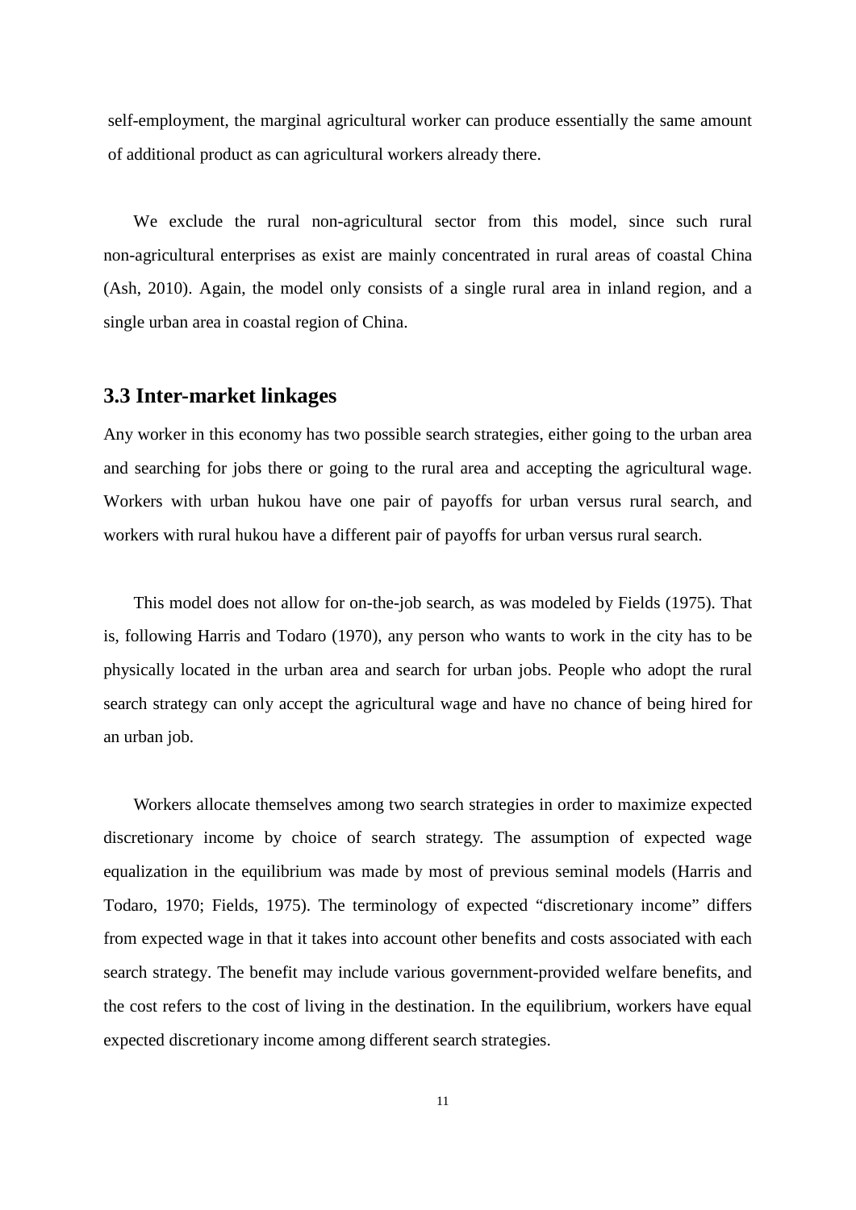self-employment, the marginal agricultural worker can produce essentially the same amount of additional product as can agricultural workers already there.

We exclude the rural non-agricultural sector from this model, since such rural non-agricultural enterprises as exist are mainly concentrated in rural areas of coastal China (Ash, 2010). Again, the model only consists of a single rural area in inland region, and a single urban area in coastal region of China.

## 3.3 Inter-market linkages

Any worker in this economy has two possible search strategies, either going to the urban area and searching for jobs there or going to the rural area and accepting the agricultural wage. Workers with urban hukou have one pair of payoffs for urban versus rural search, and workers with rural hukou have a different pair of payoffs for urban versus rural search.

This model does not allow for on-the-job search, as was modeled by Fields (1975). That is, following Harris and Todaro (1970), any person who wants to work in the city has to be physically located in the urban area and search for urban jobs. People who adopt the rural search strategy can only accept the agricultural wage and have no chance of being hired for an urban job.

Workers allocate themselves among two search strategies in order to maximize expected discretionary income by choice of search strategy. The assumption of expected wage equalization in the equilibrium was made by most of previous seminal models (Harris and Todaro, 1970; Fields, 1975). The terminology of expected "discretionary income" differs from expected wage in that it takes into account other benefits and costs associated with each search strategy. The benefit may include various government-provided welfare benefits, and the cost refers to the cost of living in the destination. In the equilibrium, workers have equal expected discretionary income among different search strategies.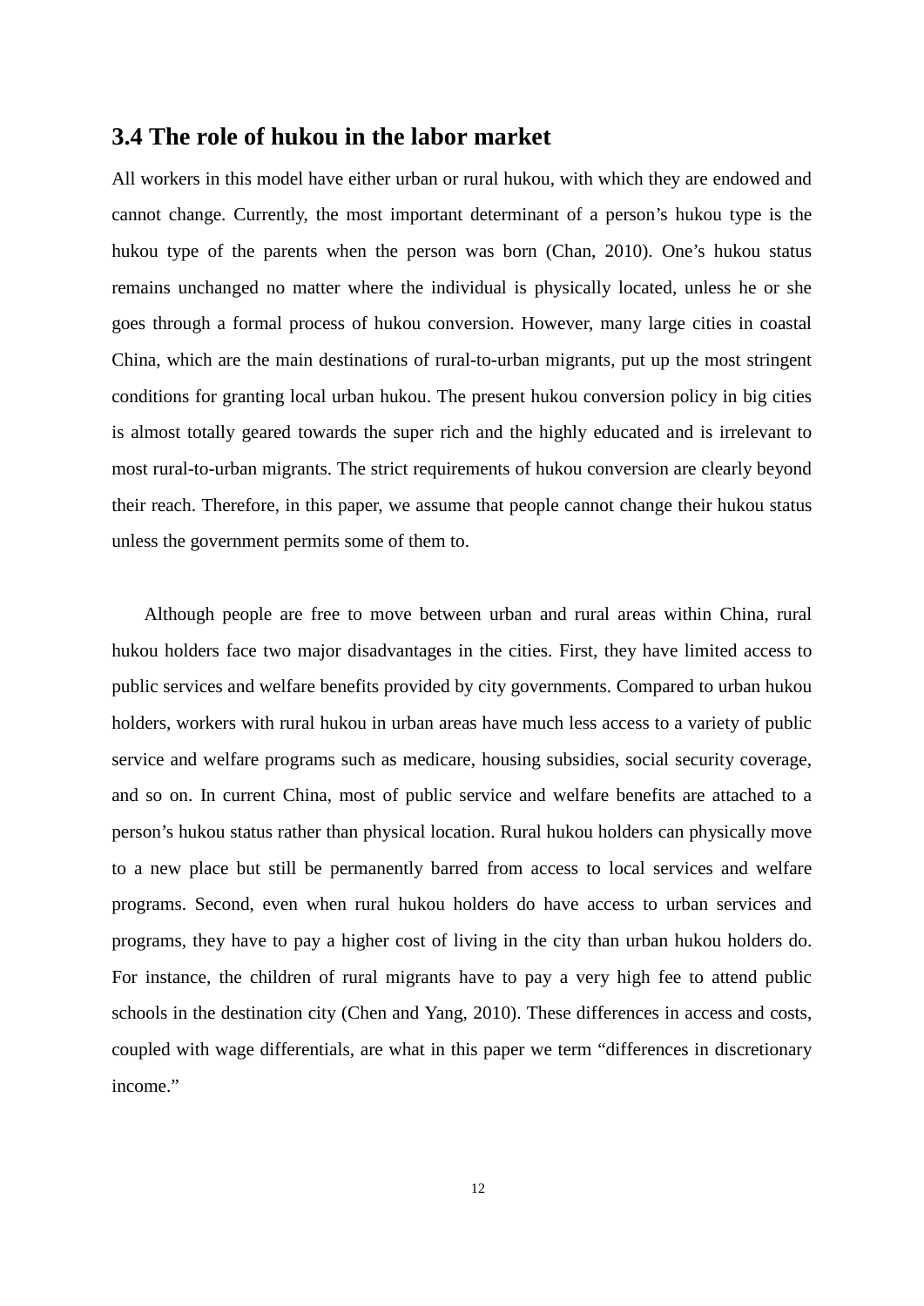### 3.4 The role of hukou in the labor market

All workers in this model have either urban or rural hukou, with which they are endowed and cannot change. Currently, the most important determinant of a person's hukou type is the hukou type of the parents when the person was born (Chan, 2010). One's hukou status remains unchanged no matter where the individual is physically located, unless he or she goes through a formal process of hukou conversion. However, many large cities in coastal China, which are the main destinations of rural-to-urban migrants, put up the most stringent conditions for granting local urban hukou. The present hukou conversion policy in big cities is almost totally geared towards the super rich and the highly educated and is irrelevant to most rural-to-urban migrants. The strict requirements of hukou conversion are clearly beyond their reach. Therefore, in this paper, we assume that people cannot change their hukou status unless the government permits some of them to.

Although people are free to move between urban and rural areas within China, rural hukou holders face two major disadvantages in the cities. First, they have limited access to public services and welfare benefits provided by city governments. Compared to urban hukou holders, workers with rural hukou in urban areas have much less access to a variety of public service and welfare programs such as medicare, housing subsidies, social security coverage, and so on. In current China, most of public service and welfare benefits are attached to a person's hukou status rather than physical location. Rural hukou holders can physically move to a new place but still be permanently barred from access to local services and welfare programs. Second, even when rural hukou holders do have access to urban services and programs, they have to pay a higher cost of living in the city than urban hukou holders do. For instance, the children of rural migrants have to pay a very high fee to attend public schools in the destination city (Chen and Yang, 2010). These differences in access and costs, coupled with wage differentials, are what in this paper we term "differences in discretionary income."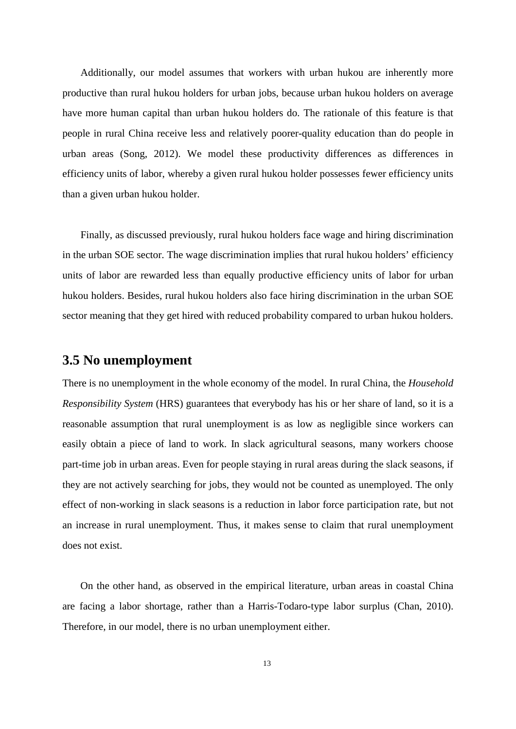Additionally, our model assumes that workers with urban hukou are inherently more productive than rural hukou holders for urban jobs, because urban hukou holders on average have more human capital than urban hukou holders do. The rationale of this feature is that people in rural China receive less and relatively poorer-quality education than do people in urban areas (Song, 2012). We model these productivity differences as differences in efficiency units of labor, whereby a given rural hukou holder possesses fewer efficiency units than a given urban hukou holder.

Finally, as discussed previously, rural hukou holders face wage and hiring discrimination in the urban SOE sector. The wage discrimination implies that rural hukou holders' efficiency units of labor are rewarded less than equally productive efficiency units of labor for urban hukou holders. Besides, rural hukou holders also face hiring discrimination in the urban SOE sector meaning that they get hired with reduced probability compared to urban hukou holders.

## 3.5 No unemployment

There is no unemployment in the whole economy of the model. In rural China, the *Household Responsibility System* (HRS) guarantees that everybody has his or her share of land, so it is a reasonable assumption that rural unemployment is as low as negligible since workers can easily obtain a piece of land to work. In slack agricultural seasons, many workers choose part-time job in urban areas. Even for people staying in rural areas during the slack seasons, if they are not actively searching for jobs, they would not be counted as unemployed. The only effect of non-working in slack seasons is a reduction in labor force participation rate, but not an increase in rural unemployment. Thus, it makes sense to claim that rural unemployment does not exist.

On the other hand, as observed in the empirical literature, urban areas in coastal China are facing a labor shortage, rather than a Harris-Todaro-type labor surplus (Chan, 2010). Therefore, in our model, there is no urban unemployment either.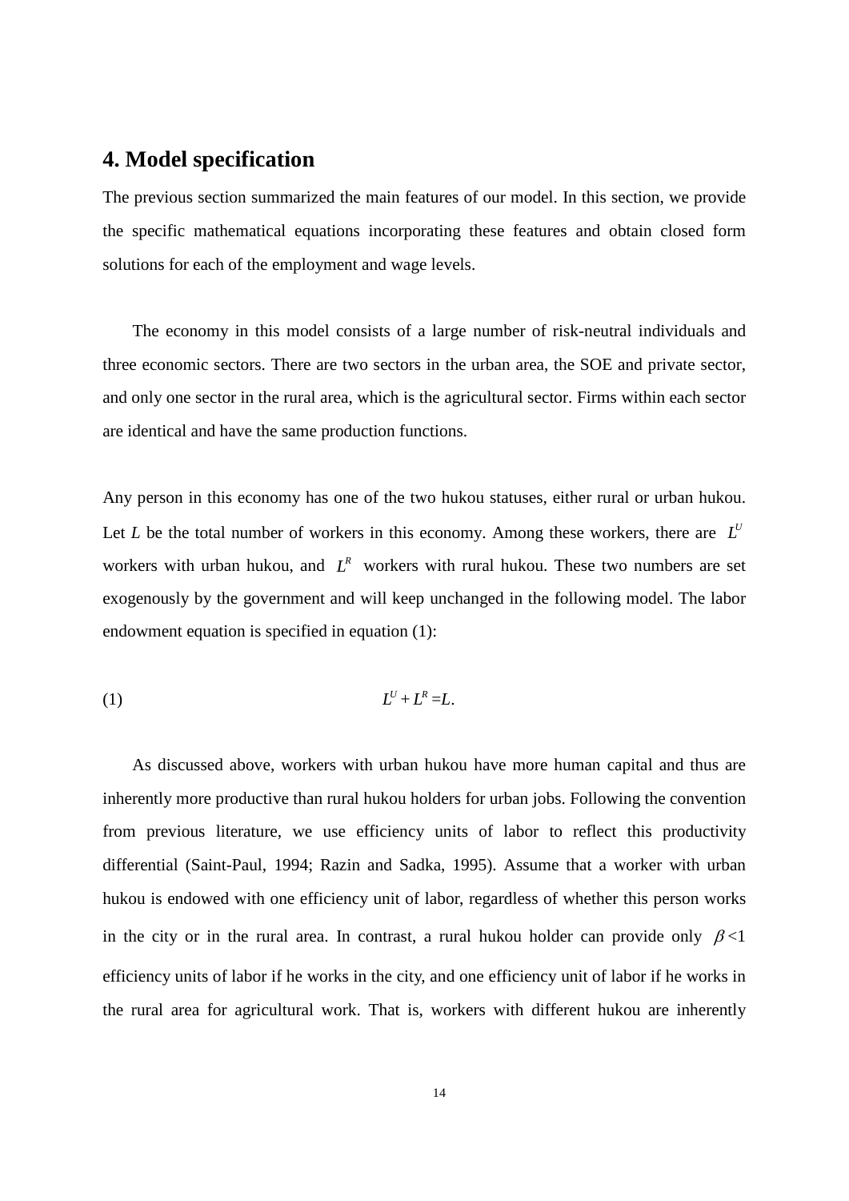## 4. Model specification

The previous section summarized the main features of our model. In this section, we provide the specific mathematical equations incorporating these features and obtain closed form solutions for each of the employment and wage levels.

The economy in this model consists of a large number of risk-neutral individuals and three economic sectors. There are two sectors in the urban area, the SOE and private sector, and only one sector in the rural area, which is the agricultural sector. Firms within each sector are identical and have the same production functions.

Any person in this economy has one of the two hukou statuses, either rural or urban hukou. Let $L$ be the total number of workers in this economy. Among these workers, there are $L^U$ workers with urban hukou, and $L^R$ workers with rural hukou. These two numbers are set exogenously by the government and will keep unchanged in the following model. The labor endowment equation is specified in equation (1):

$$L^U + L^R = L. \tag{1}$$

As discussed above, workers with urban hukou have more human capital and thus are inherently more productive than rural hukou holders for urban jobs. Following the convention from previous literature, we use efficiency units of labor to reflect this productivity differential (Saint-Paul, 1994; Razin and Sadka, 1995). Assume that a worker with urban hukou is endowed with one efficiency unit of labor, regardless of whether this person works in the city or in the rural area. In contrast, a rural hukou holder can provide only $\beta < 1$ efficiency units of labor if he works in the city, and one efficiency unit of labor if he works in the rural area for agricultural work. That is, workers with different hukou are inherently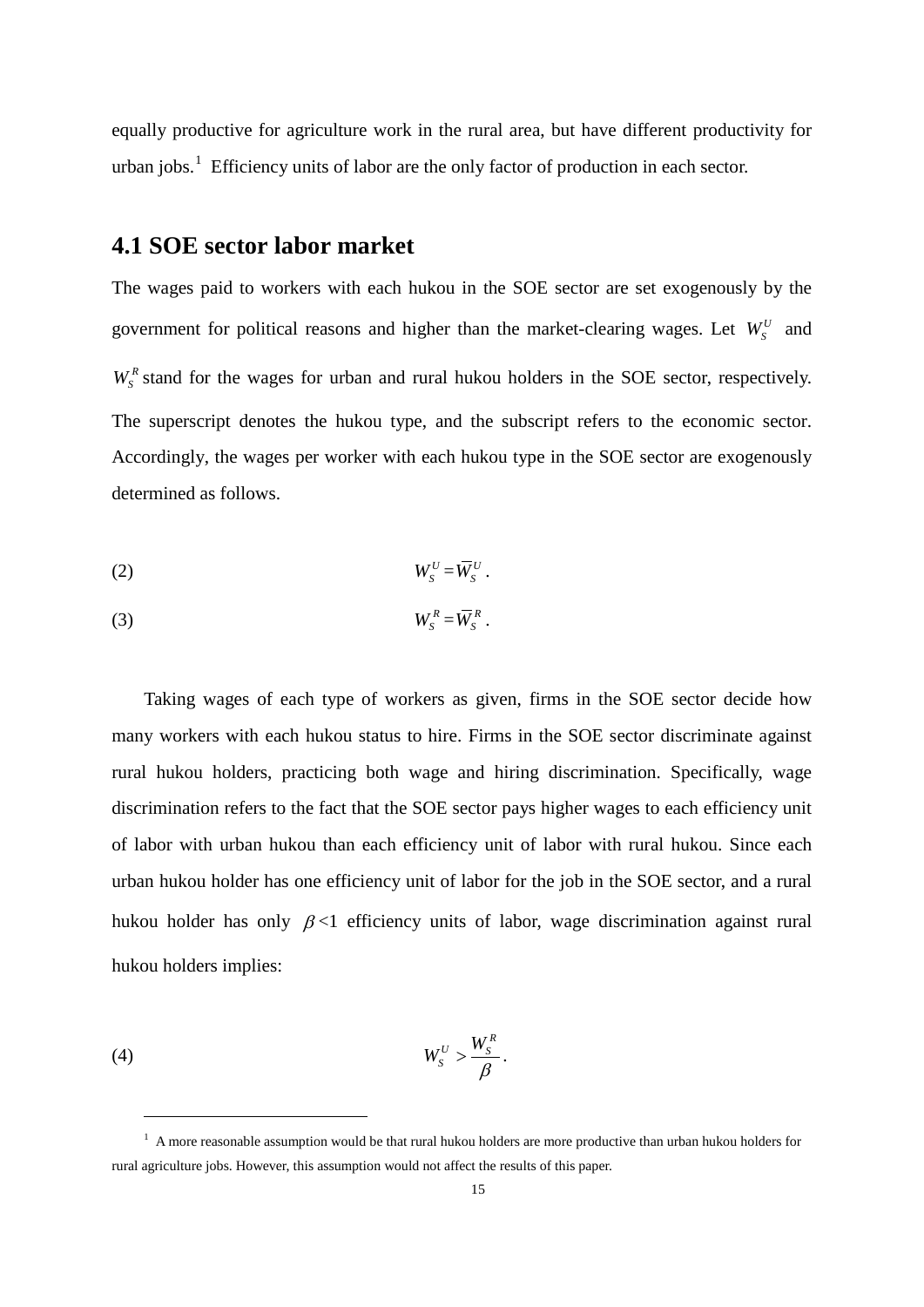equally productive for agriculture work in the rural area, but have different productivity for urban jobs.[1] Efficiency units of labor are the only factor of production in each sector.

## 4.1 SOE sector labor market

The wages paid to workers with each hukou in the SOE sector are set exogenously by the government for political reasons and higher than the market-clearing wages. Let $W_S^U$ and $W_S^R$ stand for the wages for urban and rural hukou holders in the SOE sector, respectively. The superscript denotes the hukou type, and the subscript refers to the economic sector. Accordingly, the wages per worker with each hukou type in the SOE sector are exogenously determined as follows.

$$W_S^U = \overline{W}_S^U . \tag{2}$$

$$W_S^R = \overline{W}_S^R . \tag{3}$$

Taking wages of each type of workers as given, firms in the SOE sector decide how many workers with each hukou status to hire. Firms in the SOE sector discriminate against rural hukou holders, practicing both wage and hiring discrimination. Specifically, wage discrimination refers to the fact that the SOE sector pays higher wages to each efficiency unit of labor with urban hukou than each efficiency unit of labor with rural hukou. Since each urban hukou holder has one efficiency unit of labor for the job in the SOE sector, and a rural hukou holder has only $\beta<1$ efficiency units of labor, wage discrimination against rural hukou holders implies:

$$W_S^U > \frac{W_S^R}{\beta} . \tag{4}$$

[1] A more reasonable assumption would be that rural hukou holders are more productive than urban hukou holders for rural agriculture jobs. However, this assumption would not affect the results of this paper.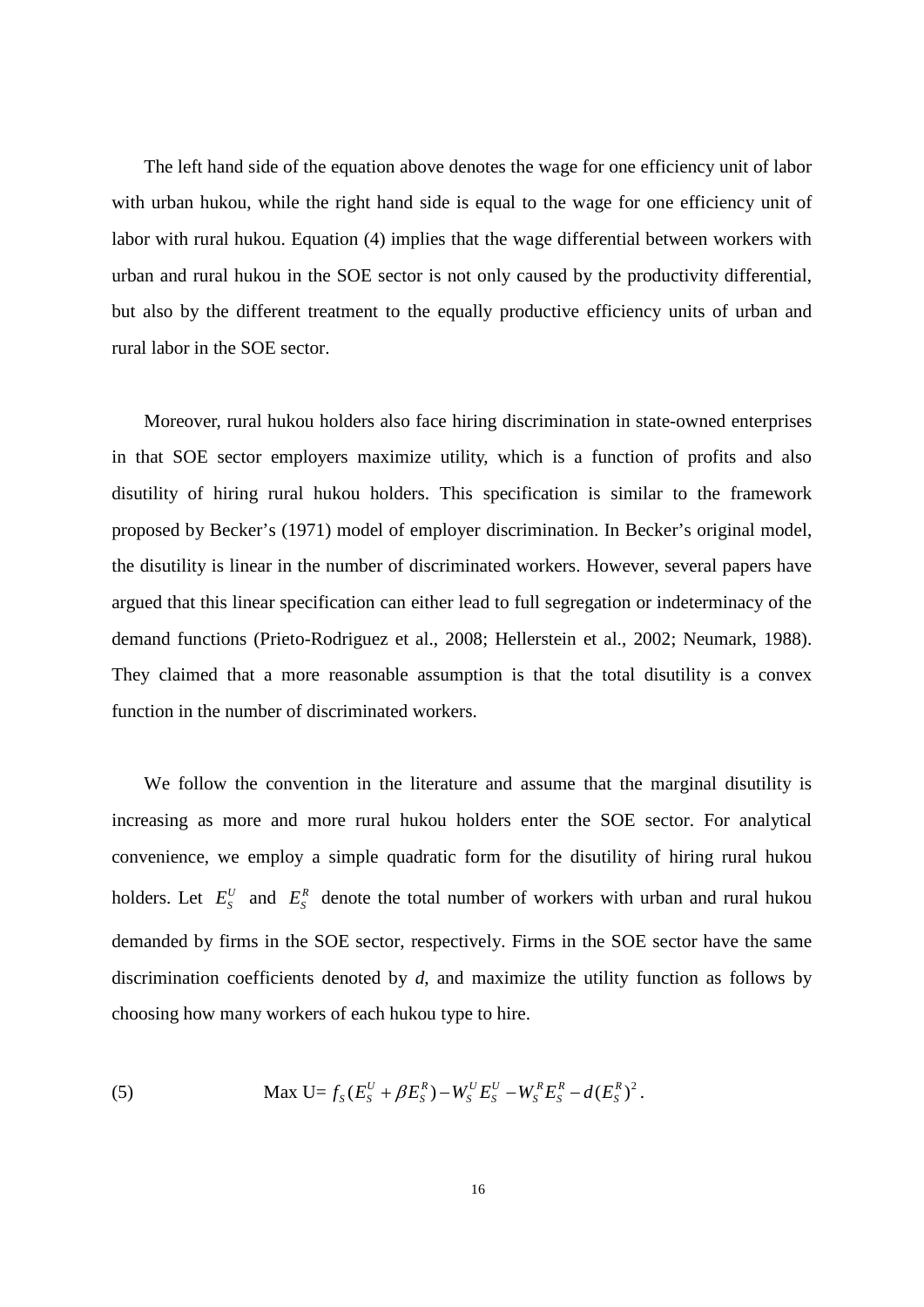The left hand side of the equation above denotes the wage for one efficiency unit of labor with urban hukou, while the right hand side is equal to the wage for one efficiency unit of labor with rural hukou. Equation (4) implies that the wage differential between workers with urban and rural hukou in the SOE sector is not only caused by the productivity differential, but also by the different treatment to the equally productive efficiency units of urban and rural labor in the SOE sector.

Moreover, rural hukou holders also face hiring discrimination in state-owned enterprises in that SOE sector employers maximize utility, which is a function of profits and also disutility of hiring rural hukou holders. This specification is similar to the framework proposed by Becker's (1971) model of employer discrimination. In Becker's original model, the disutility is linear in the number of discriminated workers. However, several papers have argued that this linear specification can either lead to full segregation or indeterminacy of the demand functions (Prieto-Rodriguez et al., 2008; Hellerstein et al., 2002; Neumark, 1988). They claimed that a more reasonable assumption is that the total disutility is a convex function in the number of discriminated workers.

We follow the convention in the literature and assume that the marginal disutility is increasing as more and more rural hukou holders enter the SOE sector. For analytical convenience, we employ a simple quadratic form for the disutility of hiring rural hukou holders. Let $E_S^U$ and $E_S^R$ denote the total number of workers with urban and rural hukou demanded by firms in the SOE sector, respectively. Firms in the SOE sector have the same discrimination coefficients denoted by *d*, and maximize the utility function as follows by choosing how many workers of each hukou type to hire.

$$\text{(5)} \qquad \text{Max U} = f_S(E_S^U + \beta E_S^R) - W_S^U E_S^U - W_S^R E_S^R - d(E_S^R)^2 .$$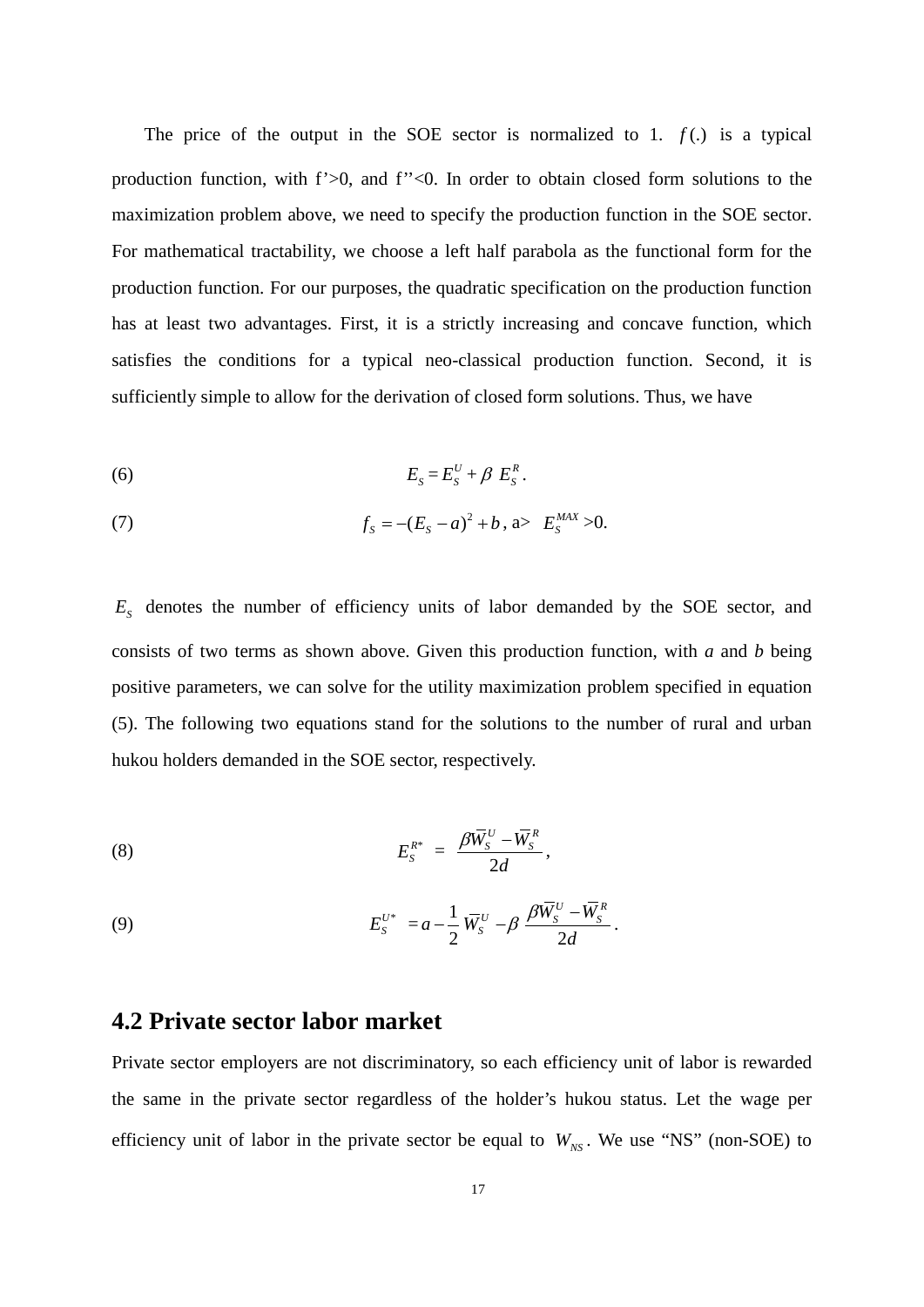The price of the output in the SOE sector is normalized to 1. $f(.)$ is a typical production function, with f'>0, and f''<0. In order to obtain closed form solutions to the maximization problem above, we need to specify the production function in the SOE sector. For mathematical tractability, we choose a left half parabola as the functional form for the production function. For our purposes, the quadratic specification on the production function has at least two advantages. First, it is a strictly increasing and concave function, which satisfies the conditions for a typical neo-classical production function. Second, it is sufficiently simple to allow for the derivation of closed form solutions. Thus, we have

$$E_S = E_S^U + \beta \; E_S^R . \tag{6}$$

$$f_S = -(E_S - a)^2 + b \text{, a} > \; E_S^{MAX} > 0. \tag{7}$$

$E_S$ denotes the number of efficiency units of labor demanded by the SOE sector, and consists of two terms as shown above. Given this production function, with *a* and *b* being positive parameters, we can solve for the utility maximization problem specified in equation (5). The following two equations stand for the solutions to the number of rural and urban hukou holders demanded in the SOE sector, respectively.

$$E_S^{R*} \; = \; \frac{\beta \overline{W}_S^U - \overline{W}_S^R}{2d} , \tag{8}$$

$$E_S^{U*} \; = a - \frac{1}{2} \, \overline{W}_S^U \; - \beta \; \frac{\beta \overline{W}_S^U - \overline{W}_S^R}{2d} . \tag{9}$$

## 4.2 Private sector labor market

Private sector employers are not discriminatory, so each efficiency unit of labor is rewarded the same in the private sector regardless of the holder's hukou status. Let the wage per efficiency unit of labor in the private sector be equal to $W_{NS}$. We use "NS" (non-SOE) to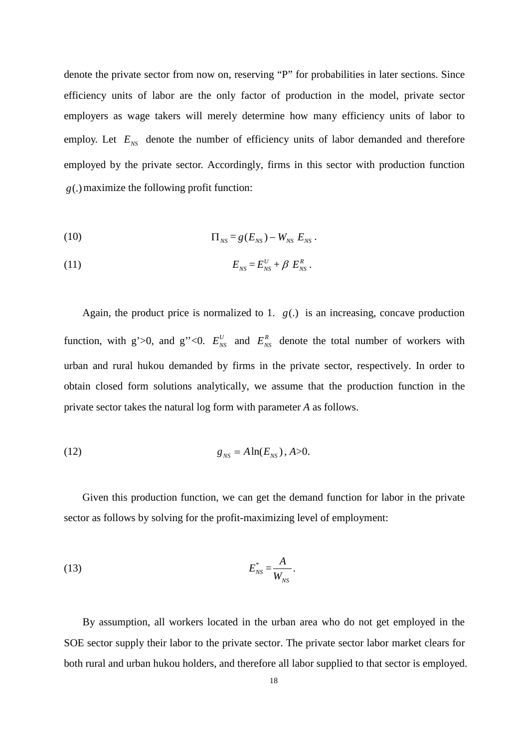denote the private sector from now on, reserving "P" for probabilities in later sections. Since efficiency units of labor are the only factor of production in the model, private sector employers as wage takers will merely determine how many efficiency units of labor to employ. Let $E_{NS}$ denote the number of efficiency units of labor demanded and therefore employed by the private sector. Accordingly, firms in this sector with production function $g(.)$ maximize the following profit function:

$$\Pi_{NS} = g(E_{NS}) - W_{NS}\, E_{NS}\,. \tag{10}$$

$$E_{NS} = E_{NS}^{U} + \beta\, E_{NS}^{R}\,. \tag{11}$$

Again, the product price is normalized to 1. $g(.)$ is an increasing, concave production function, with g'>0, and g''<0. $E_{NS}^{U}$ and $E_{NS}^{R}$ denote the total number of workers with urban and rural hukou demanded by firms in the private sector, respectively. In order to obtain closed form solutions analytically, we assume that the production function in the private sector takes the natural log form with parameter *A* as follows.

$$g_{NS} = A\ln(E_{NS})\,,\ A>0. \tag{12}$$

Given this production function, we can get the demand function for labor in the private sector as follows by solving for the profit-maximizing level of employment:

$$E_{NS}^{*} = \frac{A}{W_{NS}}\,. \tag{13}$$

By assumption, all workers located in the urban area who do not get employed in the SOE sector supply their labor to the private sector. The private sector labor market clears for both rural and urban hukou holders, and therefore all labor supplied to that sector is employed.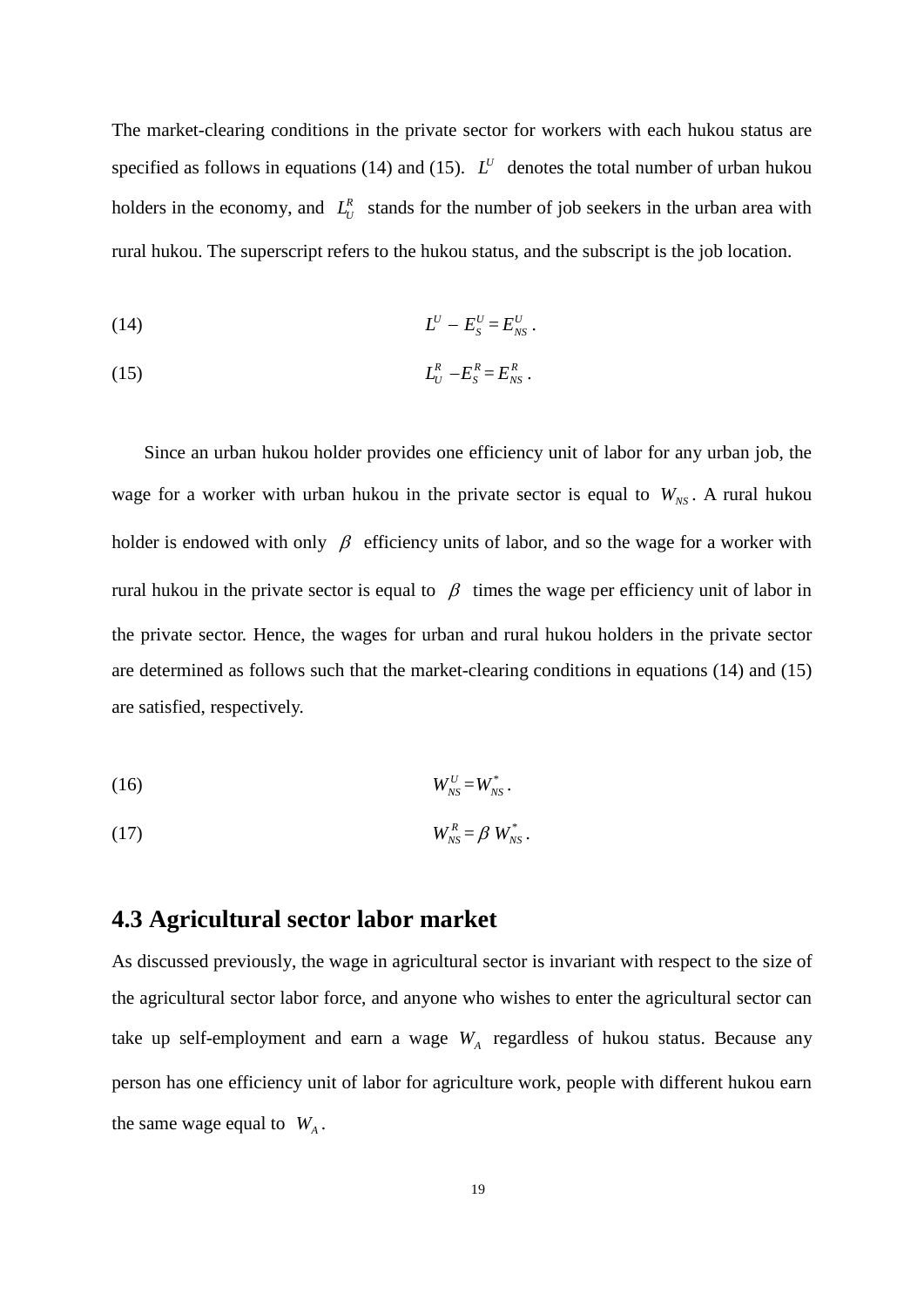The market-clearing conditions in the private sector for workers with each hukou status are specified as follows in equations (14) and (15). $L^U$ denotes the total number of urban hukou holders in the economy, and $L_U^R$ stands for the number of job seekers in the urban area with rural hukou. The superscript refers to the hukou status, and the subscript is the job location.

$$L^U - E_S^U = E_{NS}^U . \tag{14}$$

$$L_U^R - E_S^R = E_{NS}^R . \tag{15}$$

Since an urban hukou holder provides one efficiency unit of labor for any urban job, the wage for a worker with urban hukou in the private sector is equal to $W_{NS}$. A rural hukou holder is endowed with only $\beta$ efficiency units of labor, and so the wage for a worker with rural hukou in the private sector is equal to $\beta$ times the wage per efficiency unit of labor in the private sector. Hence, the wages for urban and rural hukou holders in the private sector are determined as follows such that the market-clearing conditions in equations (14) and (15) are satisfied, respectively.

$$W_{NS}^U = W_{NS}^* . \tag{16}$$

$$W_{NS}^R = \beta \, W_{NS}^* . \tag{17}$$

## 4.3 Agricultural sector labor market

As discussed previously, the wage in agricultural sector is invariant with respect to the size of the agricultural sector labor force, and anyone who wishes to enter the agricultural sector can take up self-employment and earn a wage $W_A$ regardless of hukou status. Because any person has one efficiency unit of labor for agriculture work, people with different hukou earn the same wage equal to $W_A$.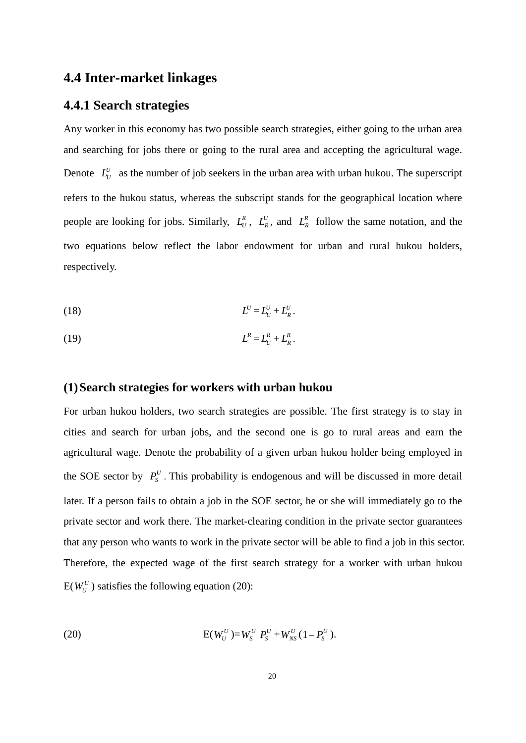## 4.4 Inter-market linkages

### 4.4.1 Search strategies

Any worker in this economy has two possible search strategies, either going to the urban area and searching for jobs there or going to the rural area and accepting the agricultural wage. Denote $L_U^U$ as the number of job seekers in the urban area with urban hukou. The superscript refers to the hukou status, whereas the subscript stands for the geographical location where people are looking for jobs. Similarly, $L_U^R$, $L_R^U$, and $L_R^R$ follow the same notation, and the two equations below reflect the labor endowment for urban and rural hukou holders, respectively.

(18) $$L^U = L_U^U + L_R^U.$$

(19) $$L^R = L_U^R + L_R^R.$$

#### (1) Search strategies for workers with urban hukou

For urban hukou holders, two search strategies are possible. The first strategy is to stay in cities and search for urban jobs, and the second one is go to rural areas and earn the agricultural wage. Denote the probability of a given urban hukou holder being employed in the SOE sector by $P_S^U$. This probability is endogenous and will be discussed in more detail later. If a person fails to obtain a job in the SOE sector, he or she will immediately go to the private sector and work there. The market-clearing condition in the private sector guarantees that any person who wants to work in the private sector will be able to find a job in this sector. Therefore, the expected wage of the first search strategy for a worker with urban hukou $\text{E}(W_U^U)$ satisfies the following equation (20):

(20) $$\text{E}(W_U^U) = W_S^U\ P_S^U + W_{NS}^U(1 - P_S^U).$$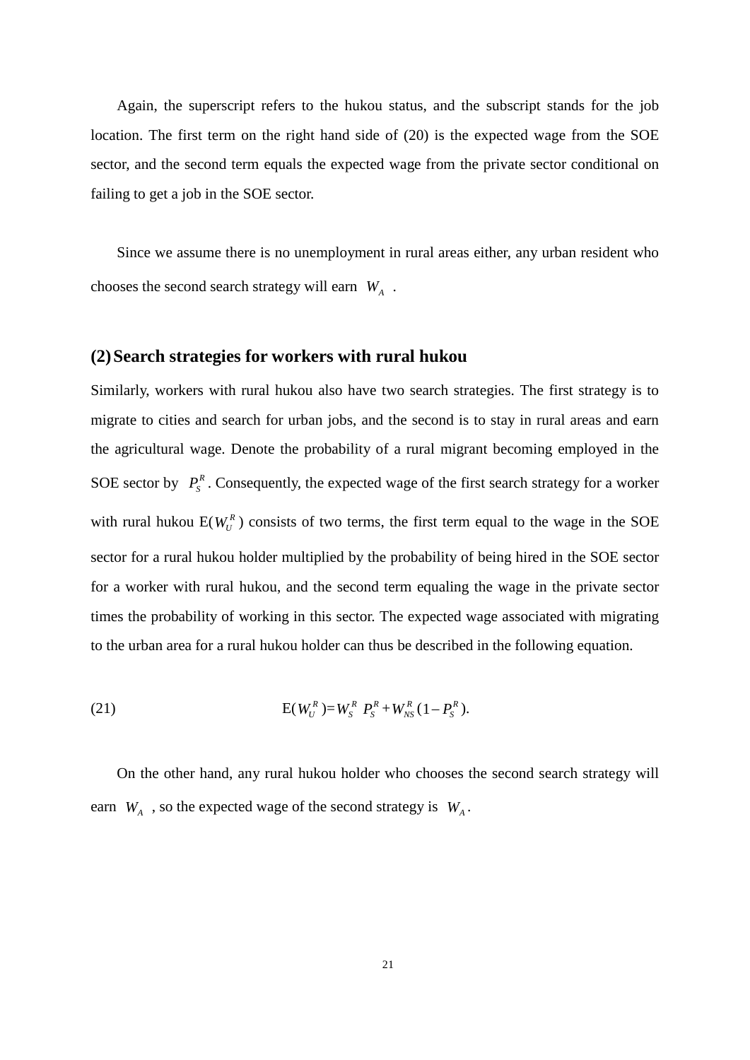Again, the superscript refers to the hukou status, and the subscript stands for the job location. The first term on the right hand side of (20) is the expected wage from the SOE sector, and the second term equals the expected wage from the private sector conditional on failing to get a job in the SOE sector.

Since we assume there is no unemployment in rural areas either, any urban resident who chooses the second search strategy will earn $W_A$ .

### (2) Search strategies for workers with rural hukou

Similarly, workers with rural hukou also have two search strategies. The first strategy is to migrate to cities and search for urban jobs, and the second is to stay in rural areas and earn the agricultural wage. Denote the probability of a rural migrant becoming employed in the SOE sector by $P_S^R$. Consequently, the expected wage of the first search strategy for a worker with rural hukou $\mathrm{E}(W_U^R)$ consists of two terms, the first term equal to the wage in the SOE sector for a rural hukou holder multiplied by the probability of being hired in the SOE sector for a worker with rural hukou, and the second term equaling the wage in the private sector times the probability of working in this sector. The expected wage associated with migrating to the urban area for a rural hukou holder can thus be described in the following equation.

(21)
$$\mathrm{E}(W_U^R) = W_S^R \ P_S^R + W_{NS}^R (1 - P_S^R).$$

On the other hand, any rural hukou holder who chooses the second search strategy will earn $W_A$ , so the expected wage of the second strategy is $W_A$.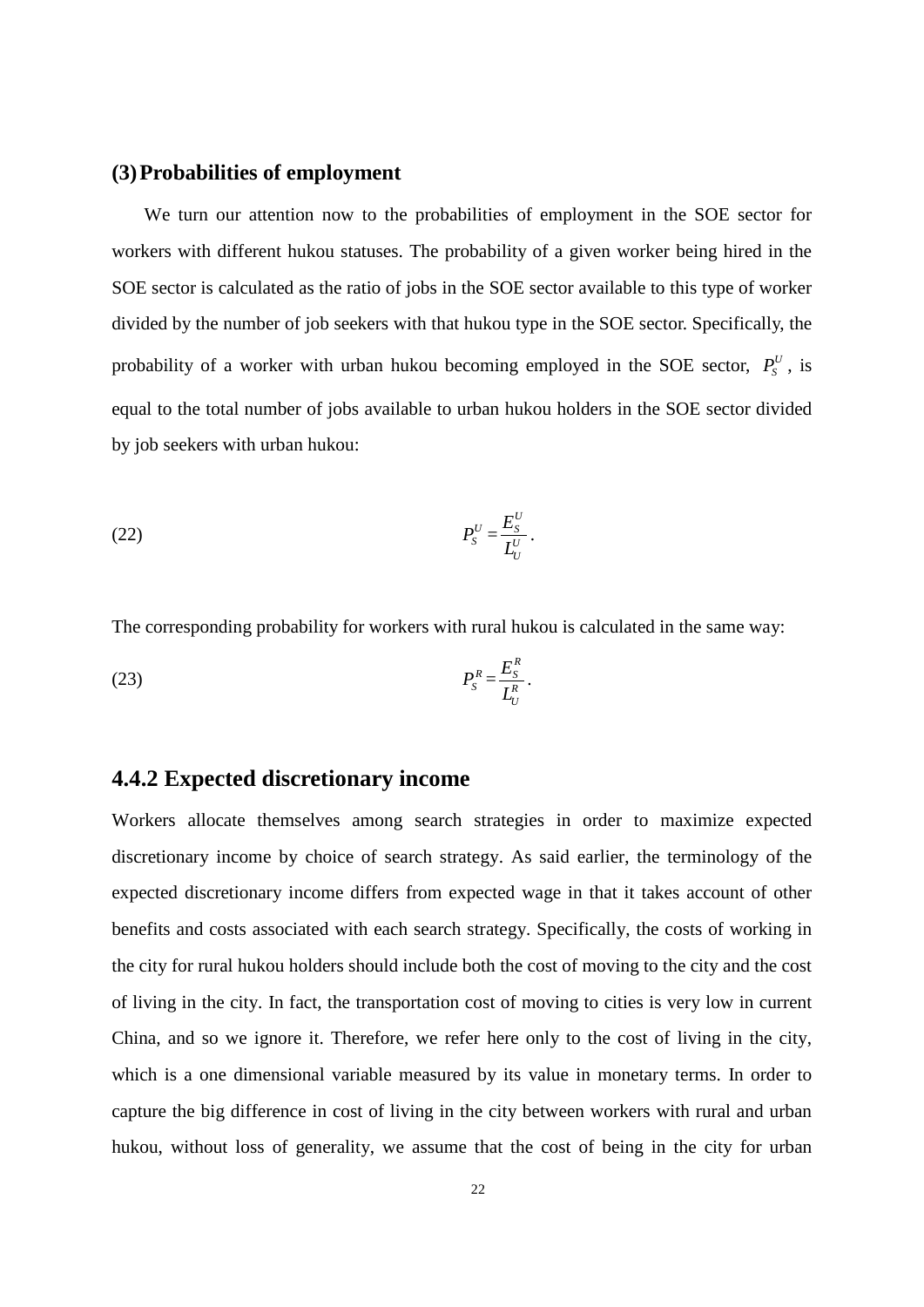### (3) Probabilities of employment

We turn our attention now to the probabilities of employment in the SOE sector for workers with different hukou statuses. The probability of a given worker being hired in the SOE sector is calculated as the ratio of jobs in the SOE sector available to this type of worker divided by the number of job seekers with that hukou type in the SOE sector. Specifically, the probability of a worker with urban hukou becoming employed in the SOE sector, $P_S^U$, is equal to the total number of jobs available to urban hukou holders in the SOE sector divided by job seekers with urban hukou:

$$P_S^U = \frac{E_S^U}{L_U^U}. \tag{22}$$

The corresponding probability for workers with rural hukou is calculated in the same way:

$$P_S^R = \frac{E_S^R}{L_U^R}. \tag{23}$$

## 4.4.2 Expected discretionary income

Workers allocate themselves among search strategies in order to maximize expected discretionary income by choice of search strategy. As said earlier, the terminology of the expected discretionary income differs from expected wage in that it takes account of other benefits and costs associated with each search strategy. Specifically, the costs of working in the city for rural hukou holders should include both the cost of moving to the city and the cost of living in the city. In fact, the transportation cost of moving to cities is very low in current China, and so we ignore it. Therefore, we refer here only to the cost of living in the city, which is a one dimensional variable measured by its value in monetary terms. In order to capture the big difference in cost of living in the city between workers with rural and urban hukou, without loss of generality, we assume that the cost of being in the city for urban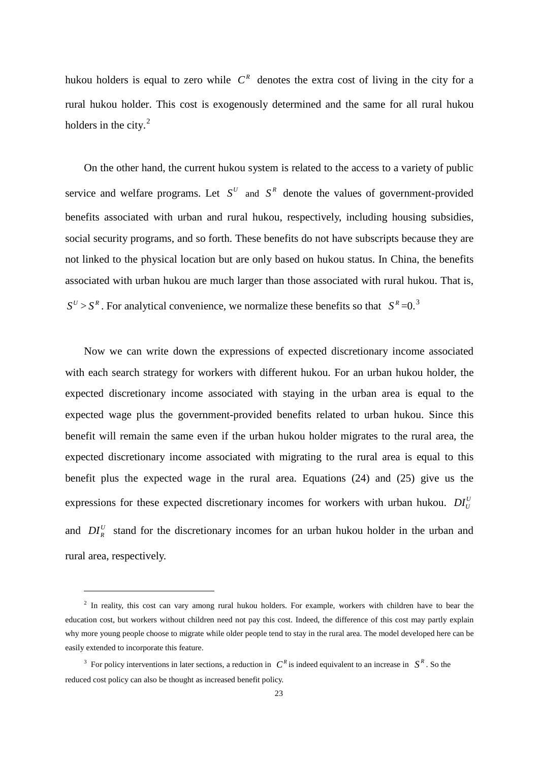hukou holders is equal to zero while $C^R$ denotes the extra cost of living in the city for a rural hukou holder. This cost is exogenously determined and the same for all rural hukou holders in the city.[2]

On the other hand, the current hukou system is related to the access to a variety of public service and welfare programs. Let $S^U$ and $S^R$ denote the values of government-provided benefits associated with urban and rural hukou, respectively, including housing subsidies, social security programs, and so forth. These benefits do not have subscripts because they are not linked to the physical location but are only based on hukou status. In China, the benefits associated with urban hukou are much larger than those associated with rural hukou. That is, $S^U > S^R$. For analytical convenience, we normalize these benefits so that $S^R=0$.[3]

Now we can write down the expressions of expected discretionary income associated with each search strategy for workers with different hukou. For an urban hukou holder, the expected discretionary income associated with staying in the urban area is equal to the expected wage plus the government-provided benefits related to urban hukou. Since this benefit will remain the same even if the urban hukou holder migrates to the rural area, the expected discretionary income associated with migrating to the rural area is equal to this benefit plus the expected wage in the rural area. Equations (24) and (25) give us the expressions for these expected discretionary incomes for workers with urban hukou. $DI_U^U$ and $DI_R^U$ stand for the discretionary incomes for an urban hukou holder in the urban and rural area, respectively.

---

[2] In reality, this cost can vary among rural hukou holders. For example, workers with children have to bear the education cost, but workers without children need not pay this cost. Indeed, the difference of this cost may partly explain why more young people choose to migrate while older people tend to stay in the rural area. The model developed here can be easily extended to incorporate this feature.

[3] For policy interventions in later sections, a reduction in $C^R$ is indeed equivalent to an increase in $S^R$. So the reduced cost policy can also be thought as increased benefit policy.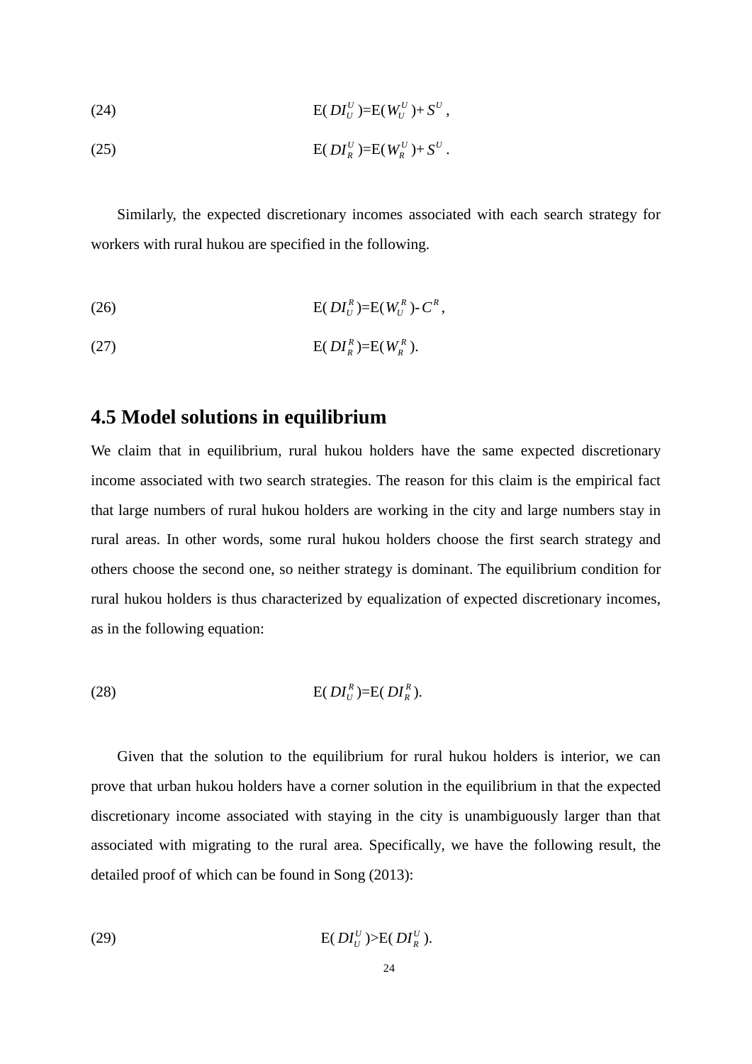$$\text{(24)} \qquad E(DI_U^U) = E(W_U^U) + S^U ,$$

$$\text{(25)} \qquad E(DI_R^U) = E(W_R^U) + S^U .$$

Similarly, the expected discretionary incomes associated with each search strategy for workers with rural hukou are specified in the following.

$$\text{(26)} \qquad E(DI_U^R) = E(W_U^R) - C^R ,$$

$$\text{(27)} \qquad E(DI_R^R) = E(W_R^R).$$

## 4.5 Model solutions in equilibrium

We claim that in equilibrium, rural hukou holders have the same expected discretionary income associated with two search strategies. The reason for this claim is the empirical fact that large numbers of rural hukou holders are working in the city and large numbers stay in rural areas. In other words, some rural hukou holders choose the first search strategy and others choose the second one, so neither strategy is dominant. The equilibrium condition for rural hukou holders is thus characterized by equalization of expected discretionary incomes, as in the following equation:

$$\text{(28)} \qquad E(DI_U^R) = E(DI_R^R).$$

Given that the solution to the equilibrium for rural hukou holders is interior, we can prove that urban hukou holders have a corner solution in the equilibrium in that the expected discretionary income associated with staying in the city is unambiguously larger than that associated with migrating to the rural area. Specifically, we have the following result, the detailed proof of which can be found in Song (2013):

$$\text{(29)} \qquad E(DI_U^U) > E(DI_R^U).$$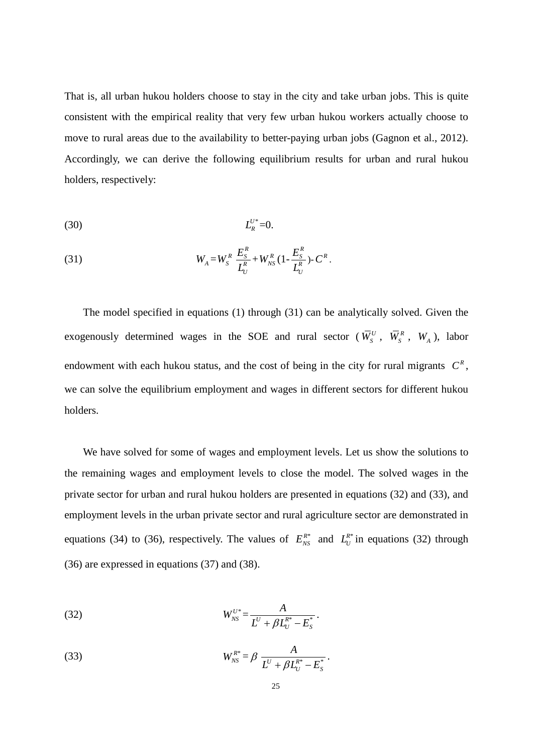That is, all urban hukou holders choose to stay in the city and take urban jobs. This is quite consistent with the empirical reality that very few urban hukou workers actually choose to move to rural areas due to the availability to better-paying urban jobs (Gagnon et al., 2012). Accordingly, we can derive the following equilibrium results for urban and rural hukou holders, respectively:

$$L_R^{U*}=0. \tag{30}$$

$$W_A = W_S^R \frac{E_S^R}{L_U^R} + W_{NS}^R (1- \frac{E_S^R}{L_U^R}) - C^R . \tag{31}$$

The model specified in equations (1) through (31) can be analytically solved. Given the exogenously determined wages in the SOE and rural sector ($\overline{W}_S^U$, $\overline{W}_S^R$, $W_A$), labor endowment with each hukou status, and the cost of being in the city for rural migrants $C^R$, we can solve the equilibrium employment and wages in different sectors for different hukou holders.

We have solved for some of wages and employment levels. Let us show the solutions to the remaining wages and employment levels to close the model. The solved wages in the private sector for urban and rural hukou holders are presented in equations (32) and (33), and employment levels in the urban private sector and rural agriculture sector are demonstrated in equations (34) to (36), respectively. The values of $E_{NS}^{R*}$ and $L_U^{R*}$ in equations (32) through (36) are expressed in equations (37) and (38).

$$W_{NS}^{U*} = \frac{A}{L^U + \beta L_U^{R*} - E_S^*} . \tag{32}$$

$$W_{NS}^{R*} = \beta \frac{A}{L^U + \beta L_U^{R*} - E_S^*} . \tag{33}$$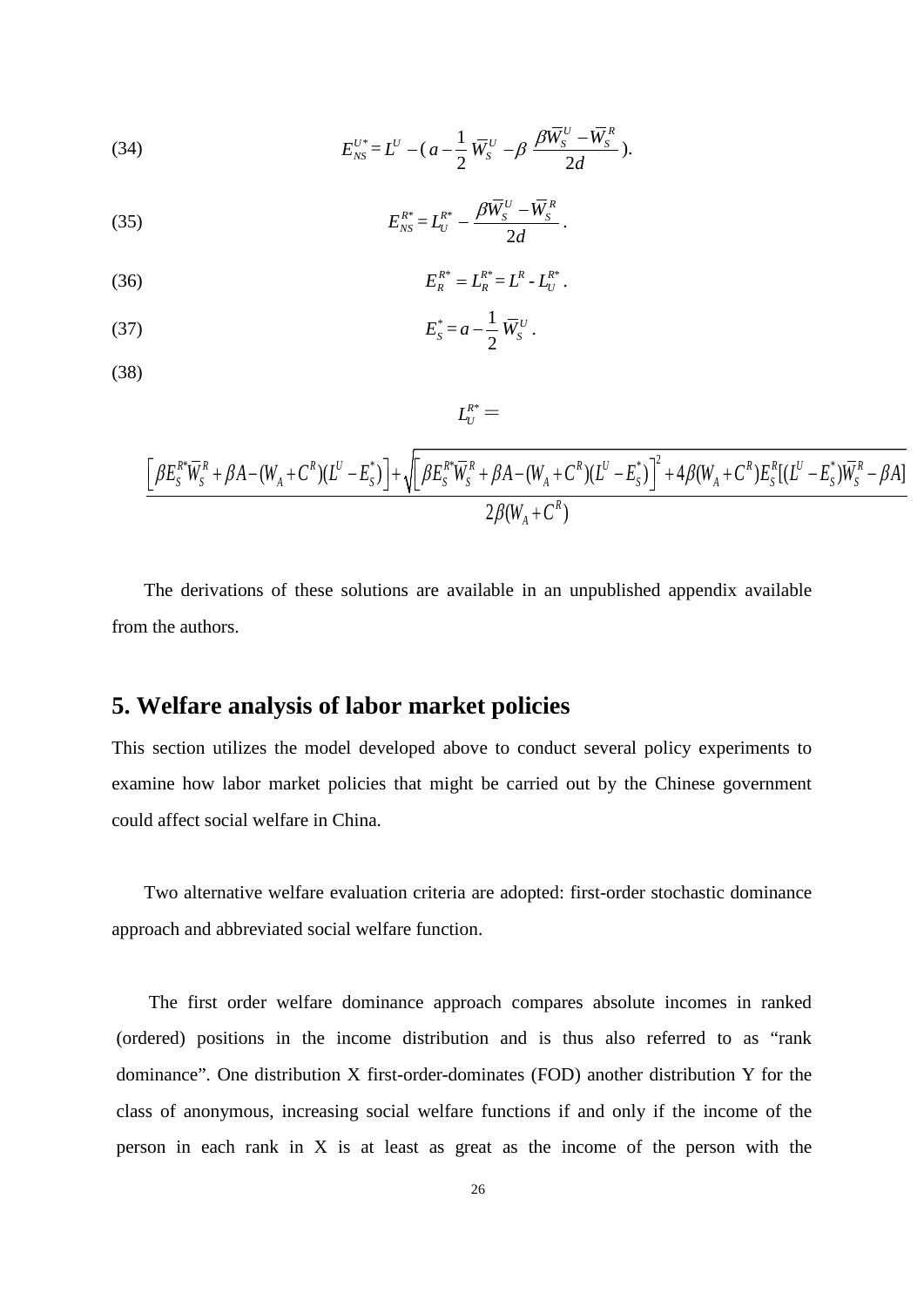$$E_{NS}^{U*} = L^U - \left( a - \frac{1}{2}\,\overline{W}_S^U - \beta\,\frac{\beta\overline{W}_S^U - \overline{W}_S^R}{2d} \right). \tag{34}$$

$$E_{NS}^{R*} = L_U^{R*} - \frac{\beta\overline{W}_S^U - \overline{W}_S^R}{2d}. \tag{35}$$

$$E_R^{R*} = L_R^{R*} = L^R - L_U^{R*}. \tag{36}$$

$$E_S^* = a - \frac{1}{2}\,\overline{W}_S^U. \tag{37}$$

(38)

$$L_U^{R*} = \frac{\left[\beta E_S^{R*}\overline{W}_S^R + \beta A - (W_A + C^R)(L^U - E_S^*)\right] + \sqrt{\left[\beta E_S^{R*}\overline{W}_S^R + \beta A - (W_A + C^R)(L^U - E_S^*)\right]^2 + 4\beta(W_A + C^R)E_S^R[(L^U - E_S^*)\overline{W}_S^R - \beta A]}}{2\beta(W_A + C^R)}$$

The derivations of these solutions are available in an unpublished appendix available from the authors.

## 5. Welfare analysis of labor market policies

This section utilizes the model developed above to conduct several policy experiments to examine how labor market policies that might be carried out by the Chinese government could affect social welfare in China.

Two alternative welfare evaluation criteria are adopted: first-order stochastic dominance approach and abbreviated social welfare function.

The first order welfare dominance approach compares absolute incomes in ranked (ordered) positions in the income distribution and is thus also referred to as "rank dominance". One distribution X first-order-dominates (FOD) another distribution Y for the class of anonymous, increasing social welfare functions if and only if the income of the person in each rank in X is at least as great as the income of the person with the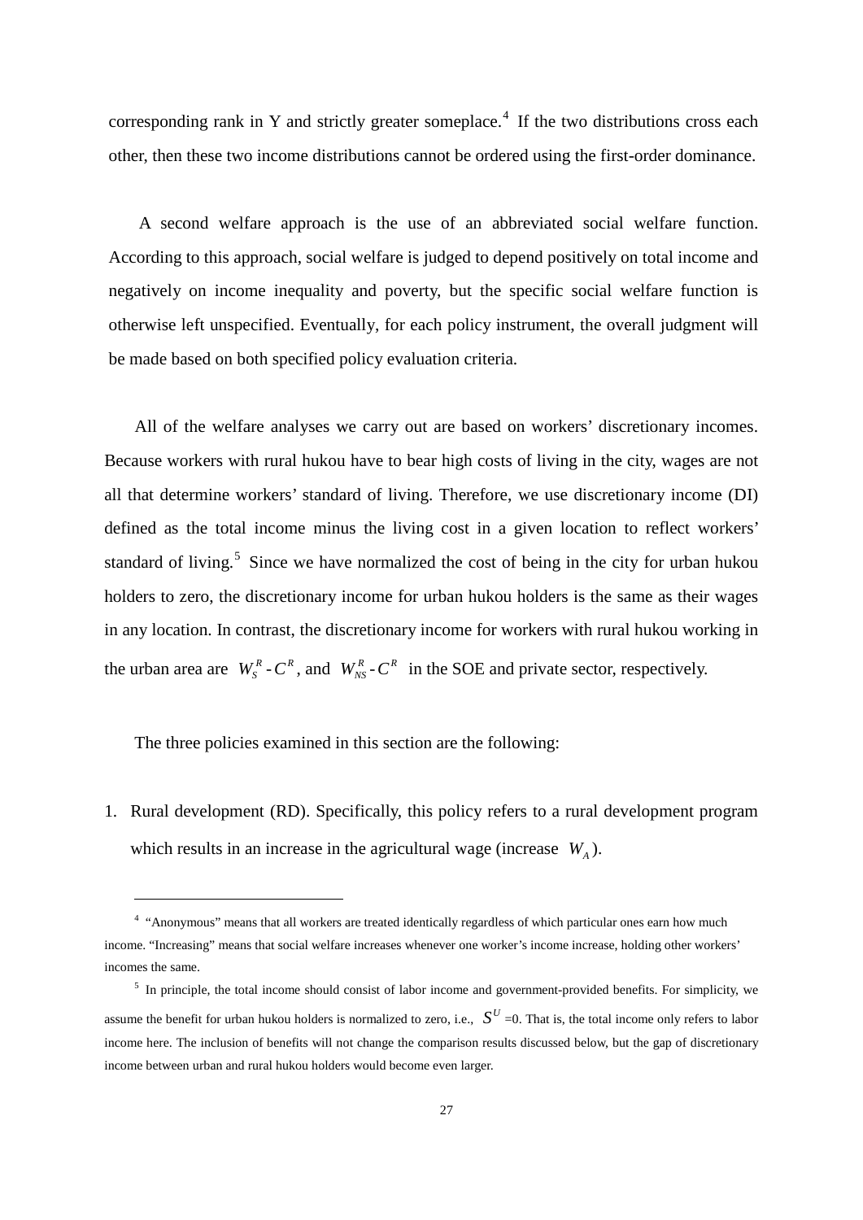corresponding rank in Y and strictly greater someplace.[4] If the two distributions cross each other, then these two income distributions cannot be ordered using the first-order dominance.

A second welfare approach is the use of an abbreviated social welfare function. According to this approach, social welfare is judged to depend positively on total income and negatively on income inequality and poverty, but the specific social welfare function is otherwise left unspecified. Eventually, for each policy instrument, the overall judgment will be made based on both specified policy evaluation criteria.

All of the welfare analyses we carry out are based on workers' discretionary incomes. Because workers with rural hukou have to bear high costs of living in the city, wages are not all that determine workers' standard of living. Therefore, we use discretionary income (DI) defined as the total income minus the living cost in a given location to reflect workers' standard of living.[5] Since we have normalized the cost of being in the city for urban hukou holders to zero, the discretionary income for urban hukou holders is the same as their wages in any location. In contrast, the discretionary income for workers with rural hukou working in the urban area are $W_S^R - C^R$, and $W_{NS}^R - C^R$ in the SOE and private sector, respectively.

The three policies examined in this section are the following:

1. Rural development (RD). Specifically, this policy refers to a rural development program which results in an increase in the agricultural wage (increase $W_A$).

---

[4] "Anonymous" means that all workers are treated identically regardless of which particular ones earn how much income. "Increasing" means that social welfare increases whenever one worker's income increase, holding other workers' incomes the same.

[5] In principle, the total income should consist of labor income and government-provided benefits. For simplicity, we assume the benefit for urban hukou holders is normalized to zero, i.e., $S^U$ =0. That is, the total income only refers to labor income here. The inclusion of benefits will not change the comparison results discussed below, but the gap of discretionary income between urban and rural hukou holders would become even larger.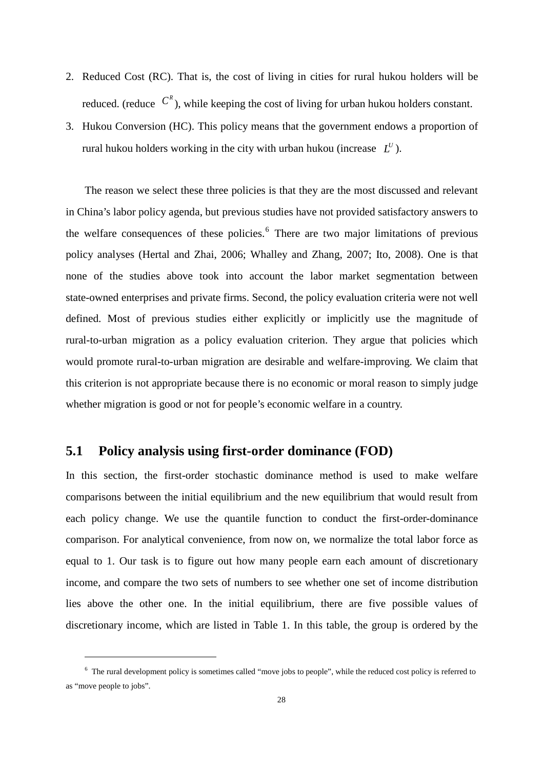2. Reduced Cost (RC). That is, the cost of living in cities for rural hukou holders will be reduced. (reduce $C^R$), while keeping the cost of living for urban hukou holders constant.
3. Hukou Conversion (HC). This policy means that the government endows a proportion of rural hukou holders working in the city with urban hukou (increase $L^U$).

The reason we select these three policies is that they are the most discussed and relevant in China's labor policy agenda, but previous studies have not provided satisfactory answers to the welfare consequences of these policies.[6] There are two major limitations of previous policy analyses (Hertal and Zhai, 2006; Whalley and Zhang, 2007; Ito, 2008). One is that none of the studies above took into account the labor market segmentation between state-owned enterprises and private firms. Second, the policy evaluation criteria were not well defined. Most of previous studies either explicitly or implicitly use the magnitude of rural-to-urban migration as a policy evaluation criterion. They argue that policies which would promote rural-to-urban migration are desirable and welfare-improving. We claim that this criterion is not appropriate because there is no economic or moral reason to simply judge whether migration is good or not for people's economic welfare in a country.

## 5.1 Policy analysis using first-order dominance (FOD)

In this section, the first-order stochastic dominance method is used to make welfare comparisons between the initial equilibrium and the new equilibrium that would result from each policy change. We use the quantile function to conduct the first-order-dominance comparison. For analytical convenience, from now on, we normalize the total labor force as equal to 1. Our task is to figure out how many people earn each amount of discretionary income, and compare the two sets of numbers to see whether one set of income distribution lies above the other one. In the initial equilibrium, there are five possible values of discretionary income, which are listed in Table 1. In this table, the group is ordered by the

[6] The rural development policy is sometimes called "move jobs to people", while the reduced cost policy is referred to as "move people to jobs".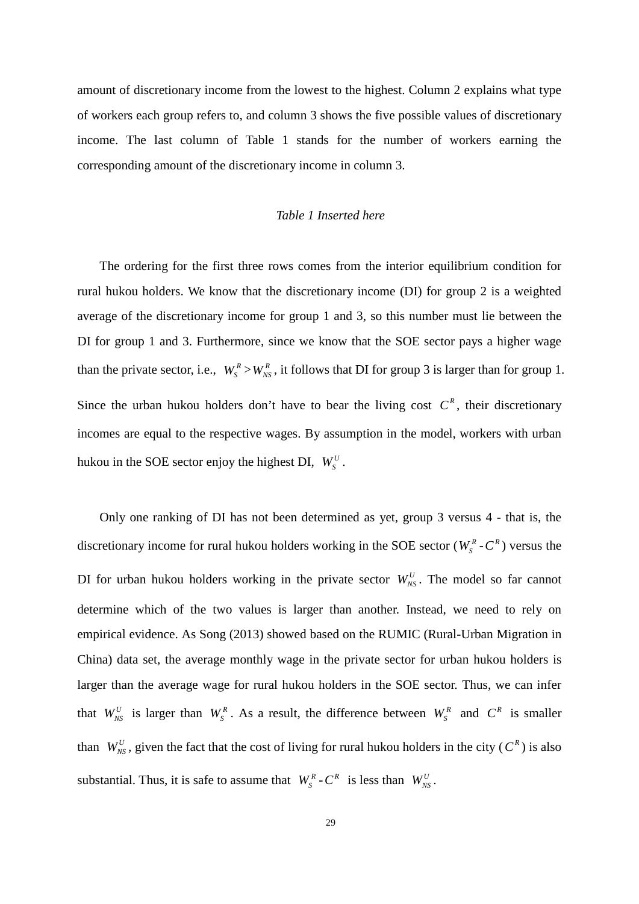amount of discretionary income from the lowest to the highest. Column 2 explains what type of workers each group refers to, and column 3 shows the five possible values of discretionary income. The last column of Table 1 stands for the number of workers earning the corresponding amount of the discretionary income in column 3.

*Table 1 Inserted here*

The ordering for the first three rows comes from the interior equilibrium condition for rural hukou holders. We know that the discretionary income (DI) for group 2 is a weighted average of the discretionary income for group 1 and 3, so this number must lie between the DI for group 1 and 3. Furthermore, since we know that the SOE sector pays a higher wage than the private sector, i.e., $W_S^R > W_{NS}^R$, it follows that DI for group 3 is larger than for group 1. Since the urban hukou holders don't have to bear the living cost $C^R$, their discretionary incomes are equal to the respective wages. By assumption in the model, workers with urban hukou in the SOE sector enjoy the highest DI, $W_S^U$.

Only one ranking of DI has not been determined as yet, group 3 versus 4 - that is, the discretionary income for rural hukou holders working in the SOE sector ($W_S^R - C^R$) versus the DI for urban hukou holders working in the private sector $W_{NS}^U$. The model so far cannot determine which of the two values is larger than another. Instead, we need to rely on empirical evidence. As Song (2013) showed based on the RUMIC (Rural-Urban Migration in China) data set, the average monthly wage in the private sector for urban hukou holders is larger than the average wage for rural hukou holders in the SOE sector. Thus, we can infer that $W_{NS}^U$ is larger than $W_S^R$. As a result, the difference between $W_S^R$ and $C^R$ is smaller than $W_{NS}^U$, given the fact that the cost of living for rural hukou holders in the city ($C^R$) is also substantial. Thus, it is safe to assume that $W_S^R - C^R$ is less than $W_{NS}^U$.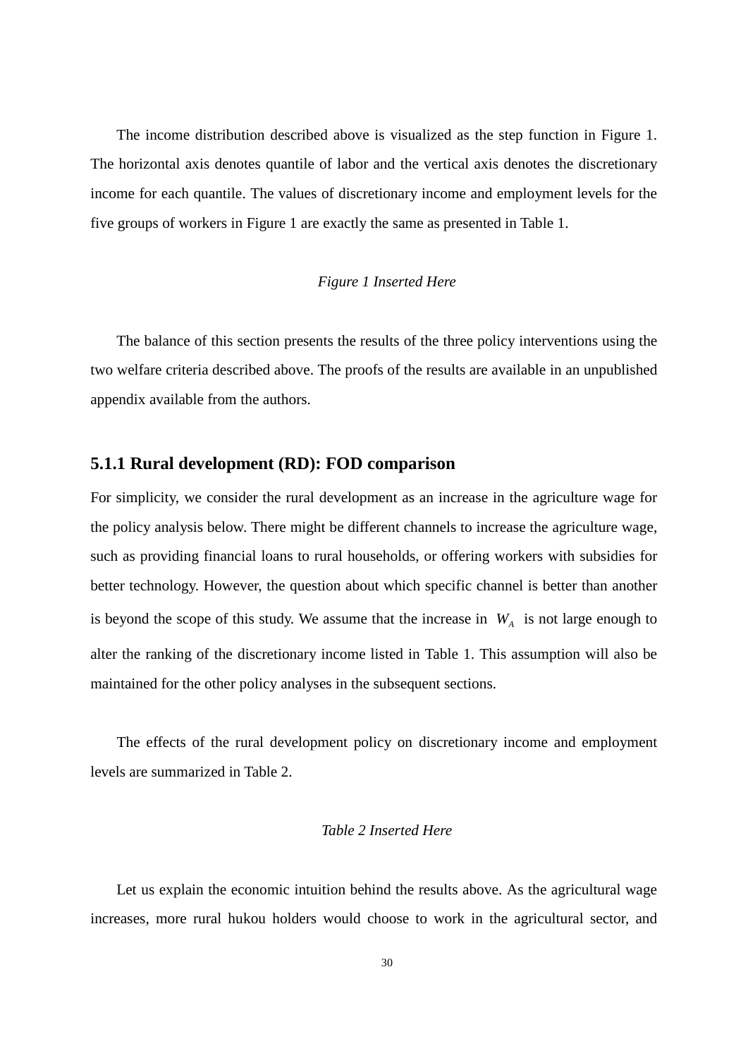The income distribution described above is visualized as the step function in Figure 1. The horizontal axis denotes quantile of labor and the vertical axis denotes the discretionary income for each quantile. The values of discretionary income and employment levels for the five groups of workers in Figure 1 are exactly the same as presented in Table 1.

*Figure 1 Inserted Here*

The balance of this section presents the results of the three policy interventions using the two welfare criteria described above. The proofs of the results are available in an unpublished appendix available from the authors.

### 5.1.1 Rural development (RD): FOD comparison

For simplicity, we consider the rural development as an increase in the agriculture wage for the policy analysis below. There might be different channels to increase the agriculture wage, such as providing financial loans to rural households, or offering workers with subsidies for better technology. However, the question about which specific channel is better than another is beyond the scope of this study. We assume that the increase in $W_A$ is not large enough to alter the ranking of the discretionary income listed in Table 1. This assumption will also be maintained for the other policy analyses in the subsequent sections.

The effects of the rural development policy on discretionary income and employment levels are summarized in Table 2.

*Table 2 Inserted Here*

Let us explain the economic intuition behind the results above. As the agricultural wage increases, more rural hukou holders would choose to work in the agricultural sector, and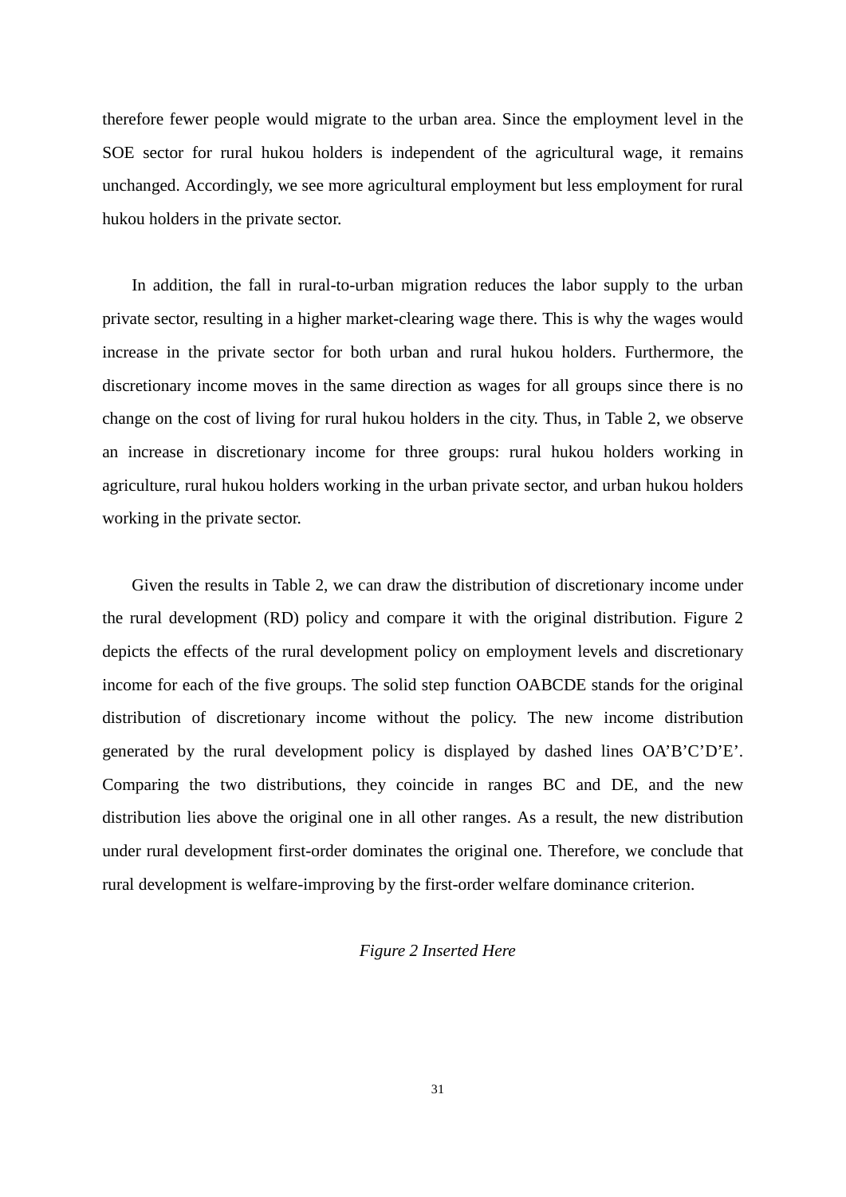therefore fewer people would migrate to the urban area. Since the employment level in the SOE sector for rural hukou holders is independent of the agricultural wage, it remains unchanged. Accordingly, we see more agricultural employment but less employment for rural hukou holders in the private sector.

In addition, the fall in rural-to-urban migration reduces the labor supply to the urban private sector, resulting in a higher market-clearing wage there. This is why the wages would increase in the private sector for both urban and rural hukou holders. Furthermore, the discretionary income moves in the same direction as wages for all groups since there is no change on the cost of living for rural hukou holders in the city. Thus, in Table 2, we observe an increase in discretionary income for three groups: rural hukou holders working in agriculture, rural hukou holders working in the urban private sector, and urban hukou holders working in the private sector.

Given the results in Table 2, we can draw the distribution of discretionary income under the rural development (RD) policy and compare it with the original distribution. Figure 2 depicts the effects of the rural development policy on employment levels and discretionary income for each of the five groups. The solid step function OABCDE stands for the original distribution of discretionary income without the policy. The new income distribution generated by the rural development policy is displayed by dashed lines OA'B'C'D'E'. Comparing the two distributions, they coincide in ranges BC and DE, and the new distribution lies above the original one in all other ranges. As a result, the new distribution under rural development first-order dominates the original one. Therefore, we conclude that rural development is welfare-improving by the first-order welfare dominance criterion.

*Figure 2 Inserted Here*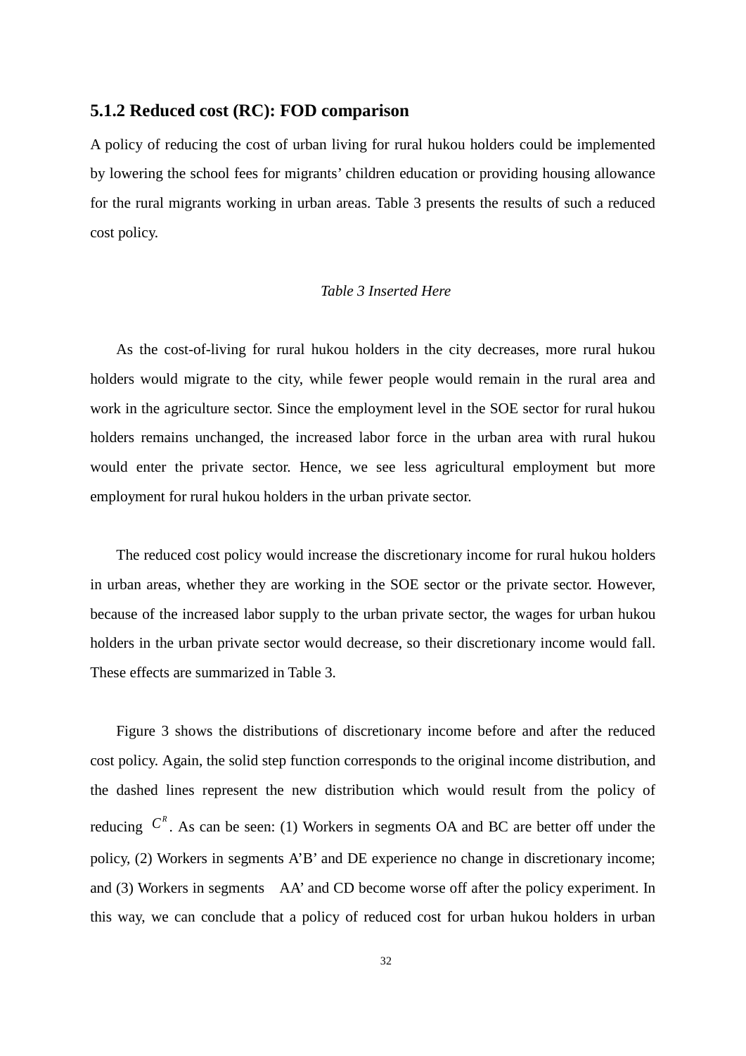### 5.1.2 Reduced cost (RC): FOD comparison

A policy of reducing the cost of urban living for rural hukou holders could be implemented by lowering the school fees for migrants' children education or providing housing allowance for the rural migrants working in urban areas. Table 3 presents the results of such a reduced cost policy.

*Table 3 Inserted Here*

As the cost-of-living for rural hukou holders in the city decreases, more rural hukou holders would migrate to the city, while fewer people would remain in the rural area and work in the agriculture sector. Since the employment level in the SOE sector for rural hukou holders remains unchanged, the increased labor force in the urban area with rural hukou would enter the private sector. Hence, we see less agricultural employment but more employment for rural hukou holders in the urban private sector.

The reduced cost policy would increase the discretionary income for rural hukou holders in urban areas, whether they are working in the SOE sector or the private sector. However, because of the increased labor supply to the urban private sector, the wages for urban hukou holders in the urban private sector would decrease, so their discretionary income would fall. These effects are summarized in Table 3.

Figure 3 shows the distributions of discretionary income before and after the reduced cost policy. Again, the solid step function corresponds to the original income distribution, and the dashed lines represent the new distribution which would result from the policy of reducing $C^R$. As can be seen: (1) Workers in segments OA and BC are better off under the policy, (2) Workers in segments A'B' and DE experience no change in discretionary income; and (3) Workers in segments AA' and CD become worse off after the policy experiment. In this way, we can conclude that a policy of reduced cost for urban hukou holders in urban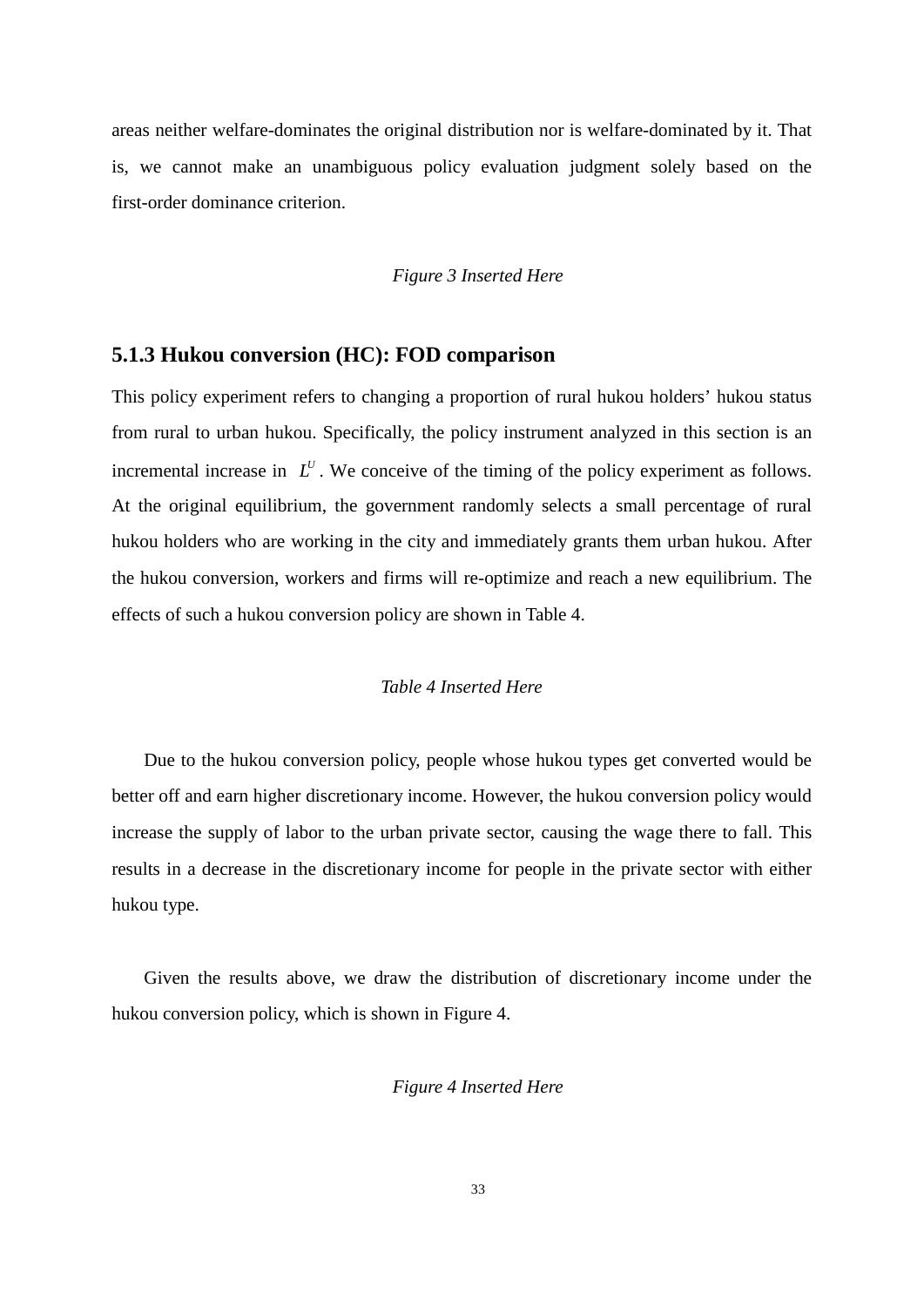areas neither welfare-dominates the original distribution nor is welfare-dominated by it. That is, we cannot make an unambiguous policy evaluation judgment solely based on the first-order dominance criterion.

*Figure 3 Inserted Here*

### 5.1.3 Hukou conversion (HC): FOD comparison

This policy experiment refers to changing a proportion of rural hukou holders' hukou status from rural to urban hukou. Specifically, the policy instrument analyzed in this section is an incremental increase in $L^U$. We conceive of the timing of the policy experiment as follows. At the original equilibrium, the government randomly selects a small percentage of rural hukou holders who are working in the city and immediately grants them urban hukou. After the hukou conversion, workers and firms will re-optimize and reach a new equilibrium. The effects of such a hukou conversion policy are shown in Table 4.

*Table 4 Inserted Here*

Due to the hukou conversion policy, people whose hukou types get converted would be better off and earn higher discretionary income. However, the hukou conversion policy would increase the supply of labor to the urban private sector, causing the wage there to fall. This results in a decrease in the discretionary income for people in the private sector with either hukou type.

Given the results above, we draw the distribution of discretionary income under the hukou conversion policy, which is shown in Figure 4.

*Figure 4 Inserted Here*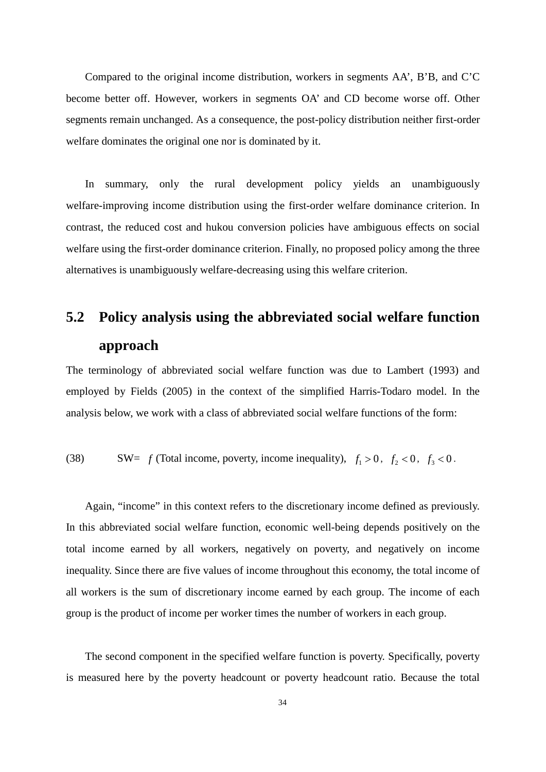Compared to the original income distribution, workers in segments AA', B'B, and C'C become better off. However, workers in segments OA' and CD become worse off. Other segments remain unchanged. As a consequence, the post-policy distribution neither first-order welfare dominates the original one nor is dominated by it.

In summary, only the rural development policy yields an unambiguously welfare-improving income distribution using the first-order welfare dominance criterion. In contrast, the reduced cost and hukou conversion policies have ambiguous effects on social welfare using the first-order dominance criterion. Finally, no proposed policy among the three alternatives is unambiguously welfare-decreasing using this welfare criterion.

## 5.2 Policy analysis using the abbreviated social welfare function approach

The terminology of abbreviated social welfare function was due to Lambert (1993) and employed by Fields (2005) in the context of the simplified Harris-Todaro model. In the analysis below, we work with a class of abbreviated social welfare functions of the form:

(38) $$\text{SW}= f\,(\text{Total income, poverty, income inequality}),\quad f_1 > 0,\ f_2 < 0,\ f_3 < 0.$$

Again, "income" in this context refers to the discretionary income defined as previously. In this abbreviated social welfare function, economic well-being depends positively on the total income earned by all workers, negatively on poverty, and negatively on income inequality. Since there are five values of income throughout this economy, the total income of all workers is the sum of discretionary income earned by each group. The income of each group is the product of income per worker times the number of workers in each group.

The second component in the specified welfare function is poverty. Specifically, poverty is measured here by the poverty headcount or poverty headcount ratio. Because the total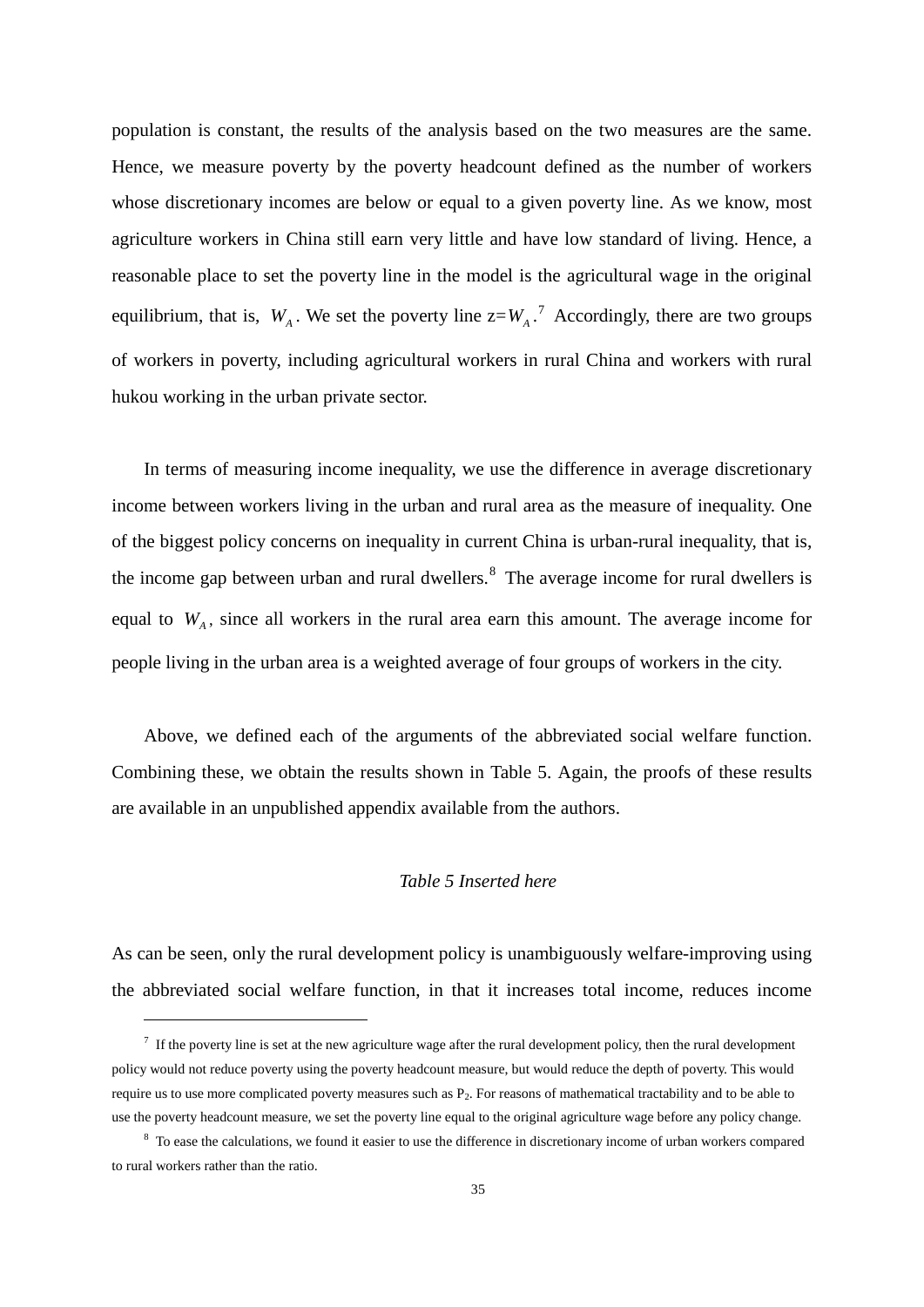population is constant, the results of the analysis based on the two measures are the same. Hence, we measure poverty by the poverty headcount defined as the number of workers whose discretionary incomes are below or equal to a given poverty line. As we know, most agriculture workers in China still earn very little and have low standard of living. Hence, a reasonable place to set the poverty line in the model is the agricultural wage in the original equilibrium, that is, $W_A$. We set the poverty line z=$W_A$.[7] Accordingly, there are two groups of workers in poverty, including agricultural workers in rural China and workers with rural hukou working in the urban private sector.

In terms of measuring income inequality, we use the difference in average discretionary income between workers living in the urban and rural area as the measure of inequality. One of the biggest policy concerns on inequality in current China is urban-rural inequality, that is, the income gap between urban and rural dwellers.[8] The average income for rural dwellers is equal to $W_A$, since all workers in the rural area earn this amount. The average income for people living in the urban area is a weighted average of four groups of workers in the city.

Above, we defined each of the arguments of the abbreviated social welfare function. Combining these, we obtain the results shown in Table 5. Again, the proofs of these results are available in an unpublished appendix available from the authors.

*Table 5 Inserted here*

As can be seen, only the rural development policy is unambiguously welfare-improving using the abbreviated social welfare function, in that it increases total income, reduces income

---

[7] If the poverty line is set at the new agriculture wage after the rural development policy, then the rural development policy would not reduce poverty using the poverty headcount measure, but would reduce the depth of poverty. This would require us to use more complicated poverty measures such as $P_2$. For reasons of mathematical tractability and to be able to use the poverty headcount measure, we set the poverty line equal to the original agriculture wage before any policy change.

[8] To ease the calculations, we found it easier to use the difference in discretionary income of urban workers compared to rural workers rather than the ratio.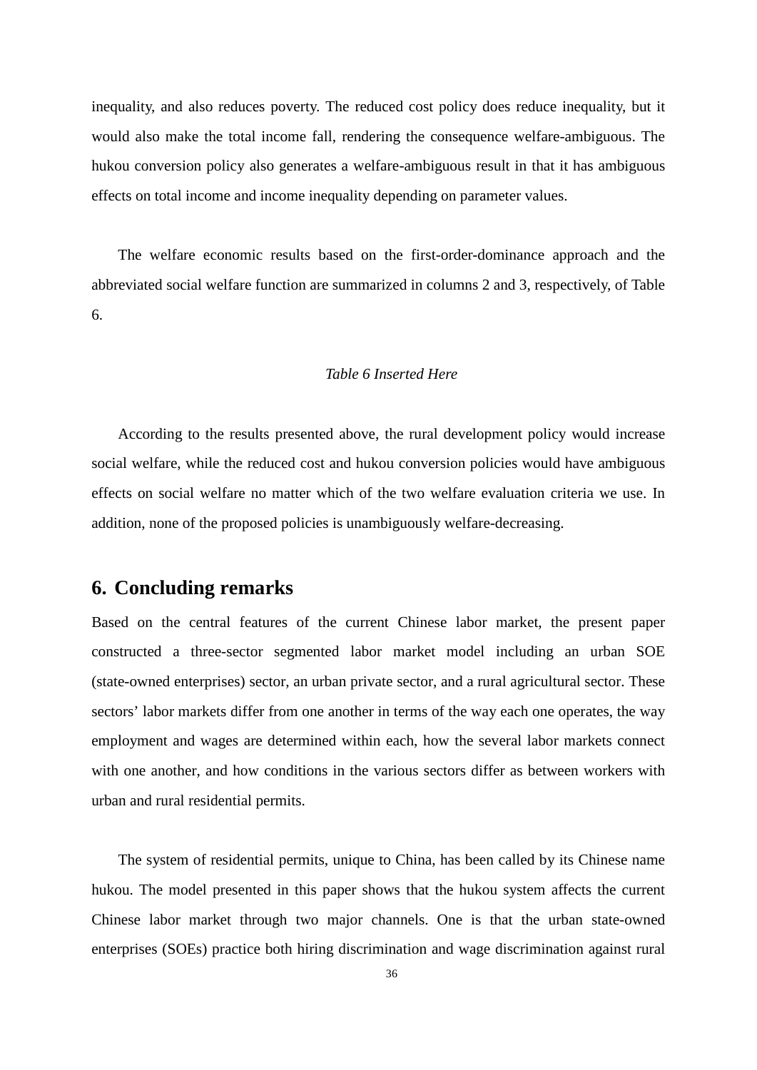inequality, and also reduces poverty. The reduced cost policy does reduce inequality, but it would also make the total income fall, rendering the consequence welfare-ambiguous. The hukou conversion policy also generates a welfare-ambiguous result in that it has ambiguous effects on total income and income inequality depending on parameter values.

The welfare economic results based on the first-order-dominance approach and the abbreviated social welfare function are summarized in columns 2 and 3, respectively, of Table 6.

*Table 6 Inserted Here*

According to the results presented above, the rural development policy would increase social welfare, while the reduced cost and hukou conversion policies would have ambiguous effects on social welfare no matter which of the two welfare evaluation criteria we use. In addition, none of the proposed policies is unambiguously welfare-decreasing.

## 6. Concluding remarks

Based on the central features of the current Chinese labor market, the present paper constructed a three-sector segmented labor market model including an urban SOE (state-owned enterprises) sector, an urban private sector, and a rural agricultural sector. These sectors' labor markets differ from one another in terms of the way each one operates, the way employment and wages are determined within each, how the several labor markets connect with one another, and how conditions in the various sectors differ as between workers with urban and rural residential permits.

The system of residential permits, unique to China, has been called by its Chinese name hukou. The model presented in this paper shows that the hukou system affects the current Chinese labor market through two major channels. One is that the urban state-owned enterprises (SOEs) practice both hiring discrimination and wage discrimination against rural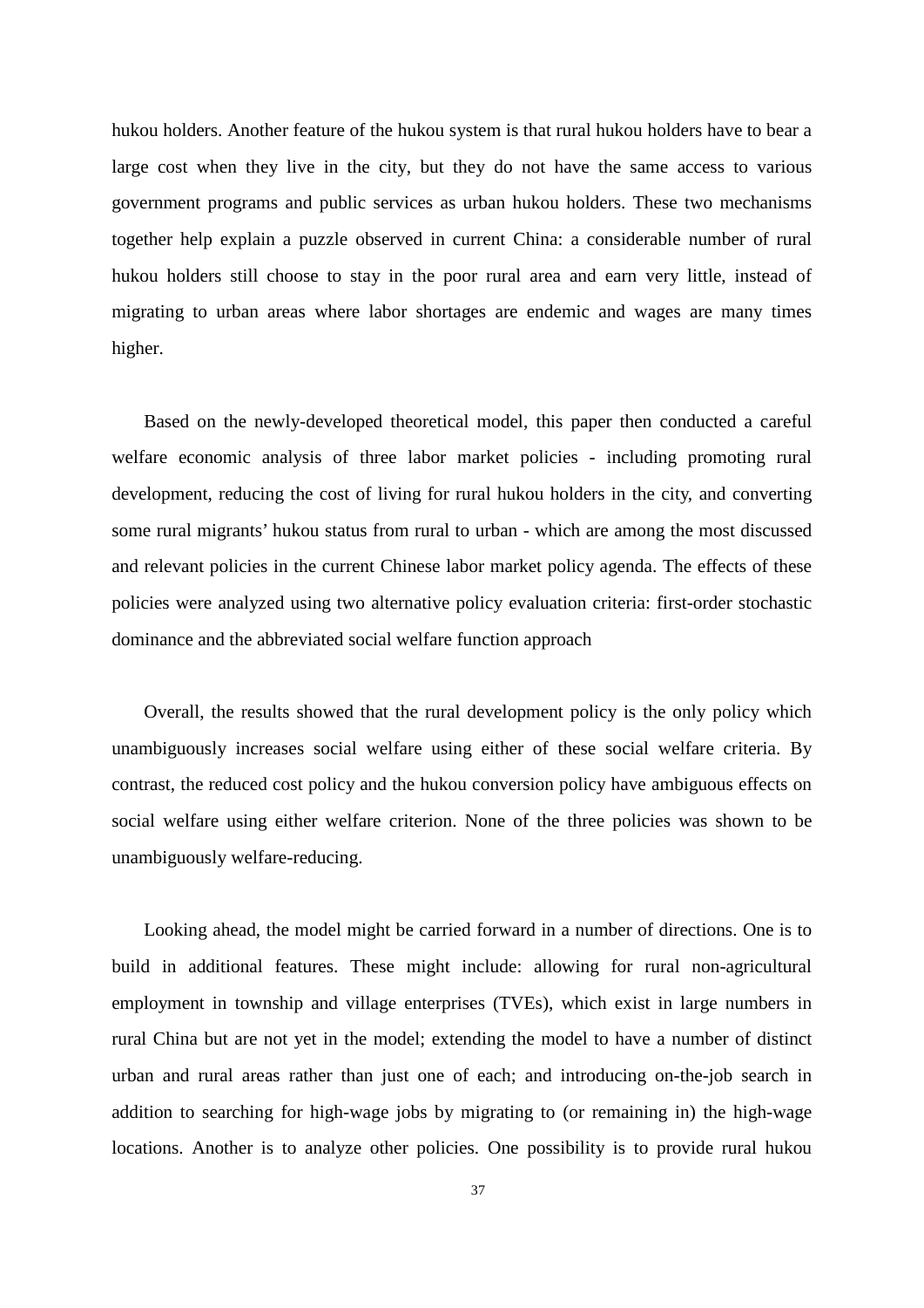hukou holders. Another feature of the hukou system is that rural hukou holders have to bear a large cost when they live in the city, but they do not have the same access to various government programs and public services as urban hukou holders. These two mechanisms together help explain a puzzle observed in current China: a considerable number of rural hukou holders still choose to stay in the poor rural area and earn very little, instead of migrating to urban areas where labor shortages are endemic and wages are many times higher.

Based on the newly-developed theoretical model, this paper then conducted a careful welfare economic analysis of three labor market policies - including promoting rural development, reducing the cost of living for rural hukou holders in the city, and converting some rural migrants' hukou status from rural to urban - which are among the most discussed and relevant policies in the current Chinese labor market policy agenda. The effects of these policies were analyzed using two alternative policy evaluation criteria: first-order stochastic dominance and the abbreviated social welfare function approach

Overall, the results showed that the rural development policy is the only policy which unambiguously increases social welfare using either of these social welfare criteria. By contrast, the reduced cost policy and the hukou conversion policy have ambiguous effects on social welfare using either welfare criterion. None of the three policies was shown to be unambiguously welfare-reducing.

Looking ahead, the model might be carried forward in a number of directions. One is to build in additional features. These might include: allowing for rural non-agricultural employment in township and village enterprises (TVEs), which exist in large numbers in rural China but are not yet in the model; extending the model to have a number of distinct urban and rural areas rather than just one of each; and introducing on-the-job search in addition to searching for high-wage jobs by migrating to (or remaining in) the high-wage locations. Another is to analyze other policies. One possibility is to provide rural hukou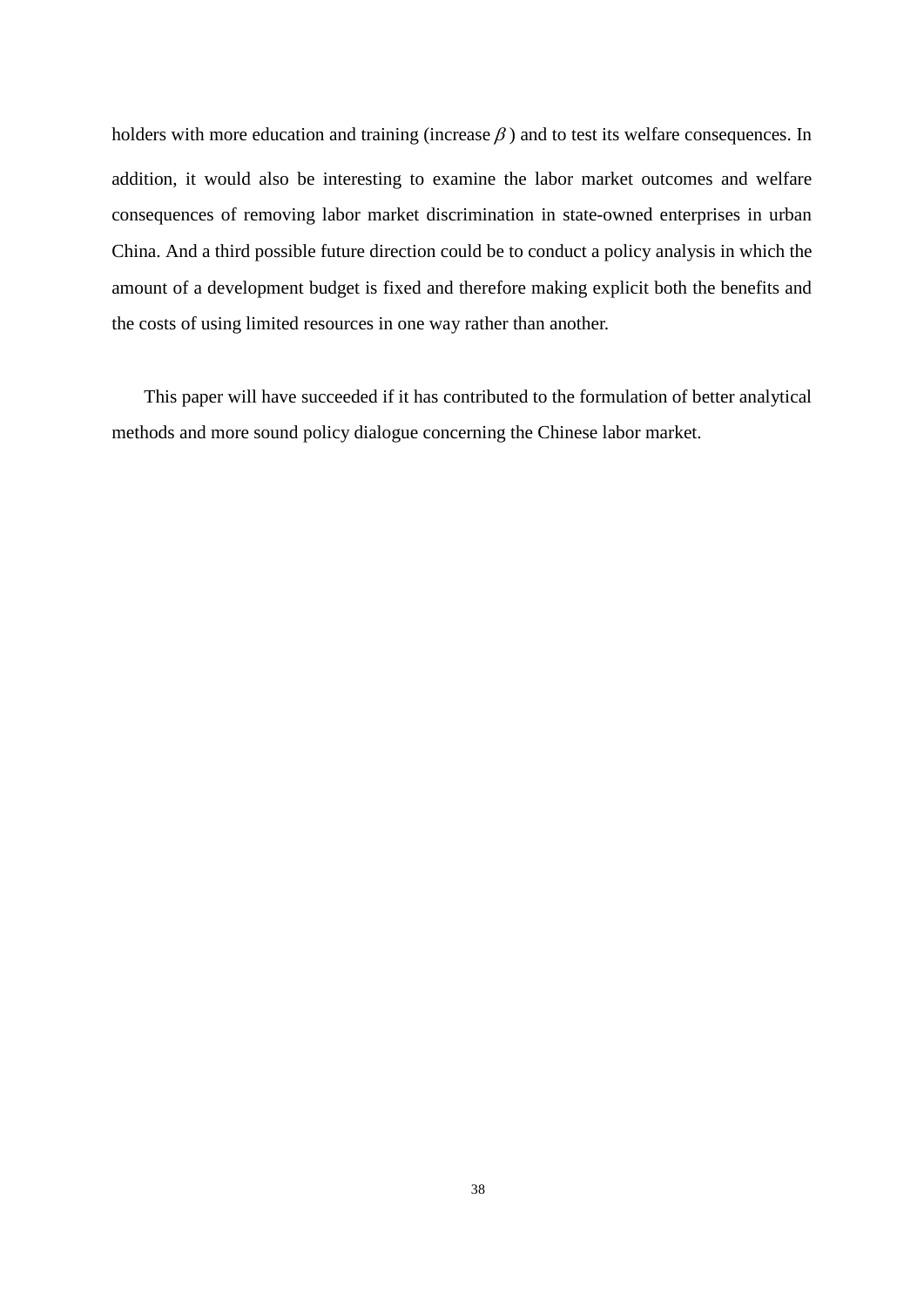holders with more education and training (increase $\beta$ ) and to test its welfare consequences. In addition, it would also be interesting to examine the labor market outcomes and welfare consequences of removing labor market discrimination in state-owned enterprises in urban China. And a third possible future direction could be to conduct a policy analysis in which the amount of a development budget is fixed and therefore making explicit both the benefits and the costs of using limited resources in one way rather than another.

This paper will have succeeded if it has contributed to the formulation of better analytical methods and more sound policy dialogue concerning the Chinese labor market.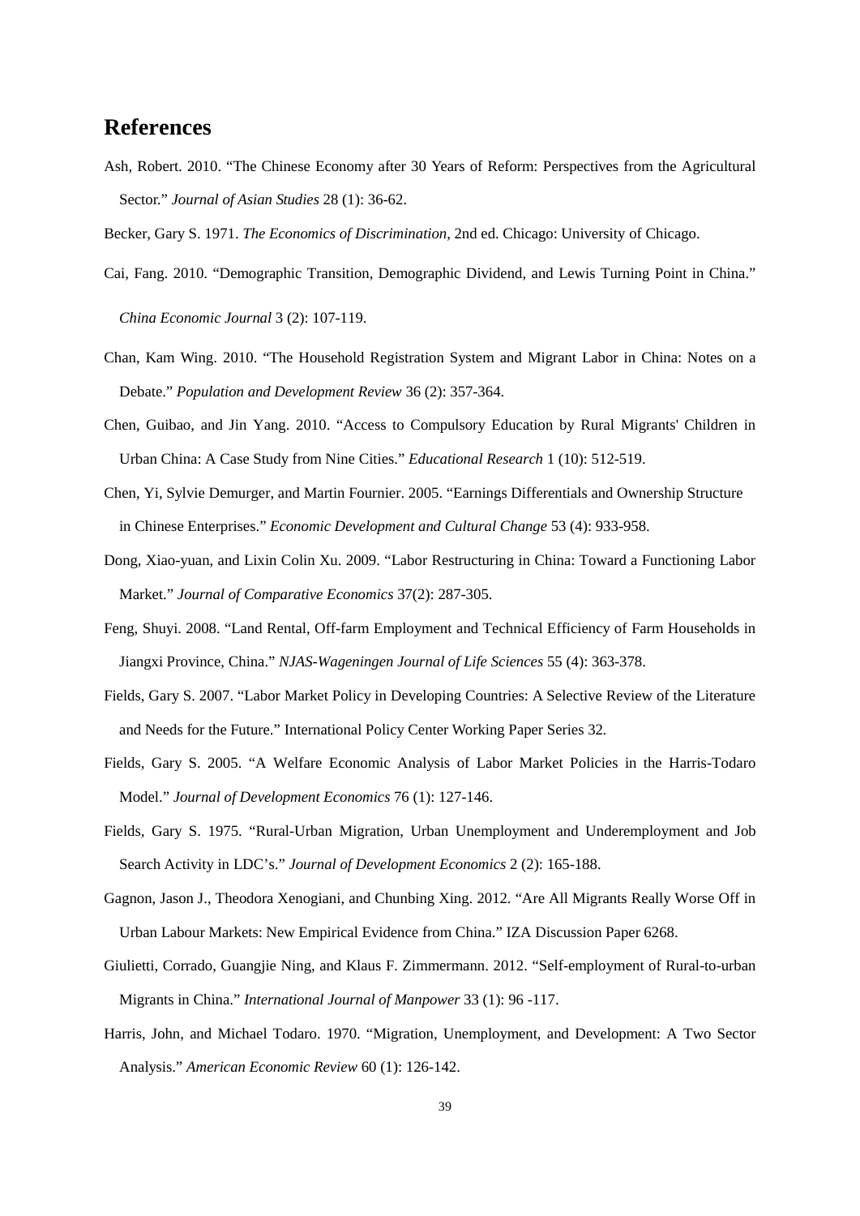## References

Ash, Robert. 2010. "The Chinese Economy after 30 Years of Reform: Perspectives from the Agricultural Sector." *Journal of Asian Studies* 28 (1): 36-62.

Becker, Gary S. 1971. *The Economics of Discrimination*, 2nd ed. Chicago: University of Chicago.

Cai, Fang. 2010. "Demographic Transition, Demographic Dividend, and Lewis Turning Point in China." *China Economic Journal* 3 (2): 107-119.

Chan, Kam Wing. 2010. "The Household Registration System and Migrant Labor in China: Notes on a Debate." *Population and Development Review* 36 (2): 357-364.

Chen, Guibao, and Jin Yang. 2010. "Access to Compulsory Education by Rural Migrants' Children in Urban China: A Case Study from Nine Cities." *Educational Research* 1 (10): 512-519.

Chen, Yi, Sylvie Demurger, and Martin Fournier. 2005. "Earnings Differentials and Ownership Structure in Chinese Enterprises." *Economic Development and Cultural Change* 53 (4): 933-958.

Dong, Xiao-yuan, and Lixin Colin Xu. 2009. "Labor Restructuring in China: Toward a Functioning Labor Market." *Journal of Comparative Economics* 37(2): 287-305.

Feng, Shuyi. 2008. "Land Rental, Off-farm Employment and Technical Efficiency of Farm Households in Jiangxi Province, China." *NJAS-Wageningen Journal of Life Sciences* 55 (4): 363-378.

Fields, Gary S. 2007. "Labor Market Policy in Developing Countries: A Selective Review of the Literature and Needs for the Future." International Policy Center Working Paper Series 32.

Fields, Gary S. 2005. "A Welfare Economic Analysis of Labor Market Policies in the Harris-Todaro Model." *Journal of Development Economics* 76 (1): 127-146.

Fields, Gary S. 1975. "Rural-Urban Migration, Urban Unemployment and Underemployment and Job Search Activity in LDC's." *Journal of Development Economics* 2 (2): 165-188.

Gagnon, Jason J., Theodora Xenogiani, and Chunbing Xing. 2012. "Are All Migrants Really Worse Off in Urban Labour Markets: New Empirical Evidence from China." IZA Discussion Paper 6268.

Giulietti, Corrado, Guangjie Ning, and Klaus F. Zimmermann. 2012. "Self-employment of Rural-to-urban Migrants in China." *International Journal of Manpower* 33 (1): 96 -117.

Harris, John, and Michael Todaro. 1970. "Migration, Unemployment, and Development: A Two Sector Analysis." *American Economic Review* 60 (1): 126-142.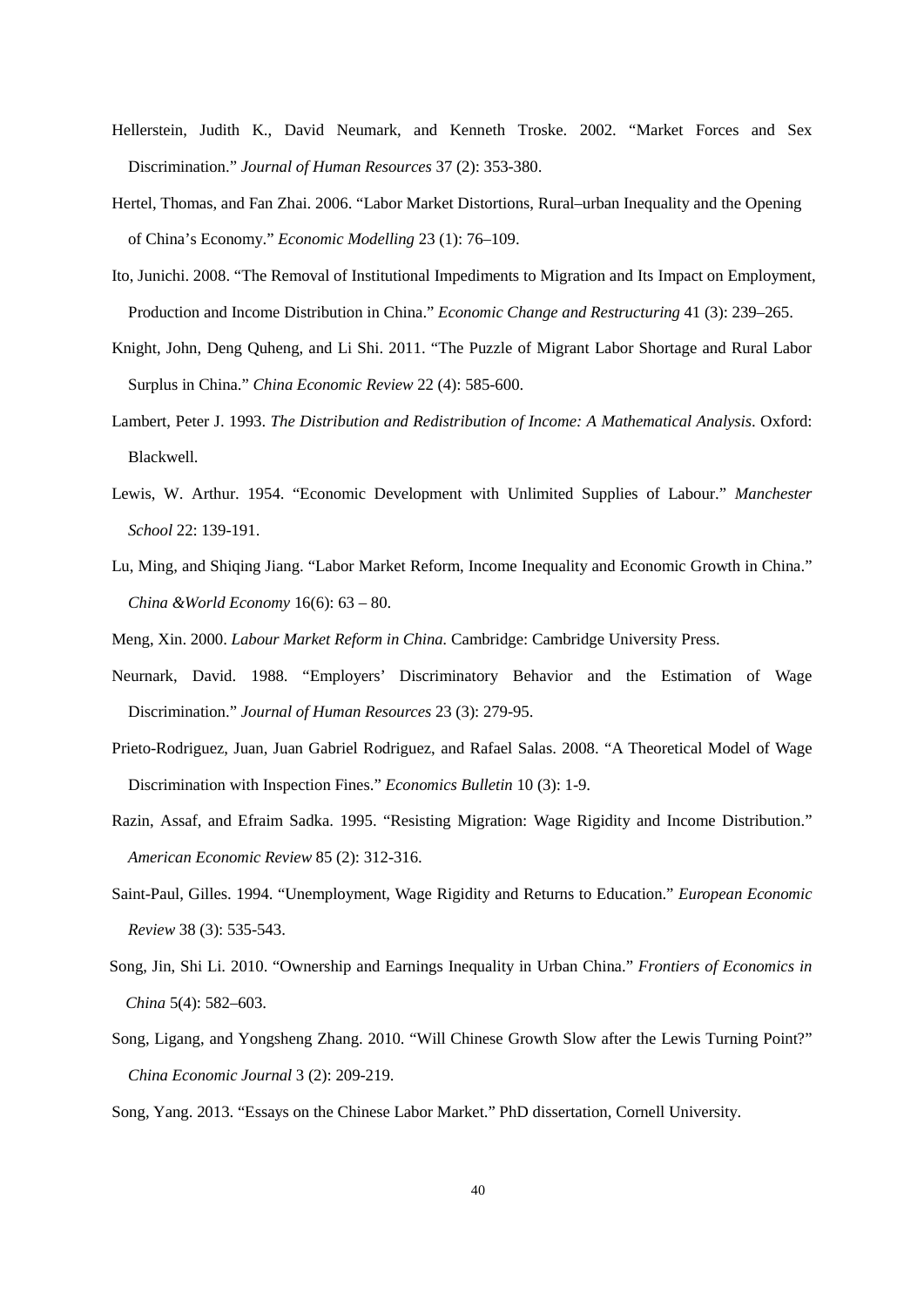Hellerstein, Judith K., David Neumark, and Kenneth Troske. 2002. "Market Forces and Sex Discrimination." *Journal of Human Resources* 37 (2): 353-380.

Hertel, Thomas, and Fan Zhai. 2006. "Labor Market Distortions, Rural–urban Inequality and the Opening of China's Economy." *Economic Modelling* 23 (1): 76–109.

Ito, Junichi. 2008. "The Removal of Institutional Impediments to Migration and Its Impact on Employment, Production and Income Distribution in China." *Economic Change and Restructuring* 41 (3): 239–265.

Knight, John, Deng Quheng, and Li Shi. 2011. "The Puzzle of Migrant Labor Shortage and Rural Labor Surplus in China." *China Economic Review* 22 (4): 585-600.

Lambert, Peter J. 1993. *The Distribution and Redistribution of Income: A Mathematical Analysis*. Oxford: Blackwell.

Lewis, W. Arthur. 1954. "Economic Development with Unlimited Supplies of Labour." *Manchester School* 22: 139-191.

Lu, Ming, and Shiqing Jiang. "Labor Market Reform, Income Inequality and Economic Growth in China." *China &World Economy* 16(6): 63 – 80.

Meng, Xin. 2000. *Labour Market Reform in China.* Cambridge: Cambridge University Press.

Neurnark, David. 1988. "Employers' Discriminatory Behavior and the Estimation of Wage Discrimination." *Journal of Human Resources* 23 (3): 279-95.

Prieto-Rodriguez, Juan, Juan Gabriel Rodriguez, and Rafael Salas. 2008. "A Theoretical Model of Wage Discrimination with Inspection Fines." *Economics Bulletin* 10 (3): 1-9.

Razin, Assaf, and Efraim Sadka. 1995. "Resisting Migration: Wage Rigidity and Income Distribution." *American Economic Review* 85 (2): 312-316.

Saint-Paul, Gilles. 1994. "Unemployment, Wage Rigidity and Returns to Education." *European Economic Review* 38 (3): 535-543.

Song, Jin, Shi Li. 2010. "Ownership and Earnings Inequality in Urban China." *Frontiers of Economics in China* 5(4): 582–603.

Song, Ligang, and Yongsheng Zhang. 2010. "Will Chinese Growth Slow after the Lewis Turning Point?" *China Economic Journal* 3 (2): 209-219.

Song, Yang. 2013. "Essays on the Chinese Labor Market." PhD dissertation, Cornell University.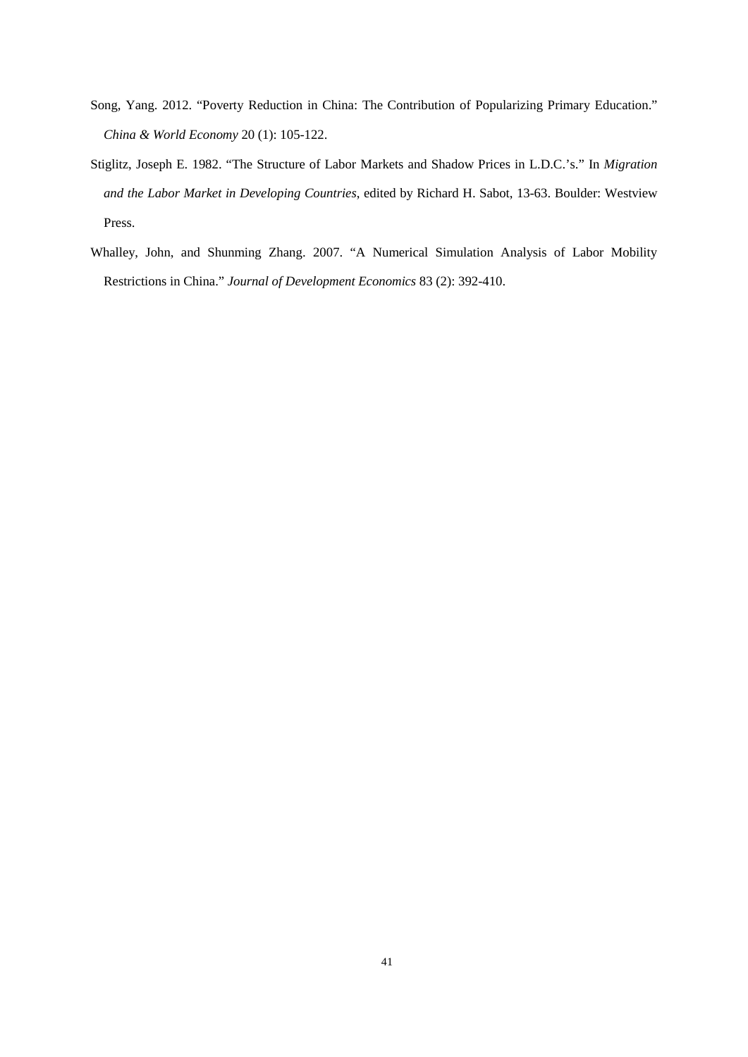Song, Yang. 2012. "Poverty Reduction in China: The Contribution of Popularizing Primary Education." *China & World Economy* 20 (1): 105-122.

Stiglitz, Joseph E. 1982. "The Structure of Labor Markets and Shadow Prices in L.D.C.'s." In *Migration and the Labor Market in Developing Countries*, edited by Richard H. Sabot, 13-63. Boulder: Westview Press.

Whalley, John, and Shunming Zhang. 2007. "A Numerical Simulation Analysis of Labor Mobility Restrictions in China." *Journal of Development Economics* 83 (2): 392-410.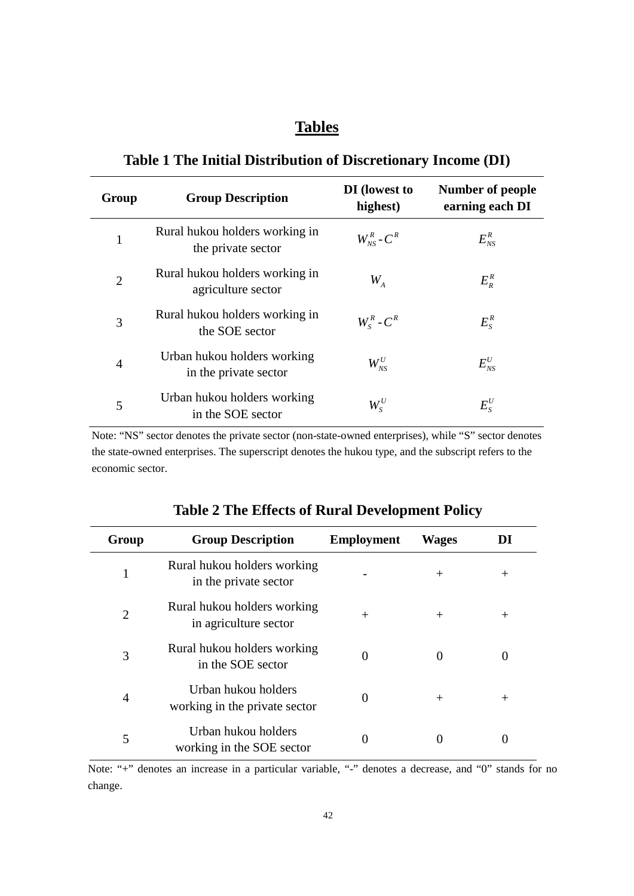# Tables

## Table 1 The Initial Distribution of Discretionary Income (DI)

| Group | Group Description | DI (lowest to highest) | Number of people earning each DI |
|---|---|---|---|
| 1 | Rural hukou holders working in the private sector | $W_{NS}^{R} - C^{R}$ | $E_{NS}^{R}$ |
| 2 | Rural hukou holders working in agriculture sector | $W_{A}$ | $E_{R}^{R}$ |
| 3 | Rural hukou holders working in the SOE sector | $W_{S}^{R} - C^{R}$ | $E_{S}^{R}$ |
| 4 | Urban hukou holders working in the private sector | $W_{NS}^{U}$ | $E_{NS}^{U}$ |
| 5 | Urban hukou holders working in the SOE sector | $W_{S}^{U}$ | $E_{S}^{U}$ |

Note: "NS" sector denotes the private sector (non-state-owned enterprises), while "S" sector denotes the state-owned enterprises. The superscript denotes the hukou type, and the subscript refers to the economic sector.

## Table 2 The Effects of Rural Development Policy

| Group | Group Description | Employment | Wages | DI |
|---|---|---|---|---|
| 1 | Rural hukou holders working in the private sector | - | + | + |
| 2 | Rural hukou holders working in agriculture sector | + | + | + |
| 3 | Rural hukou holders working in the SOE sector | 0 | 0 | 0 |
| 4 | Urban hukou holders working in the private sector | 0 | + | + |
| 5 | Urban hukou holders working in the SOE sector | 0 | 0 | 0 |

Note: "+" denotes an increase in a particular variable, "-" denotes a decrease, and "0" stands for no change.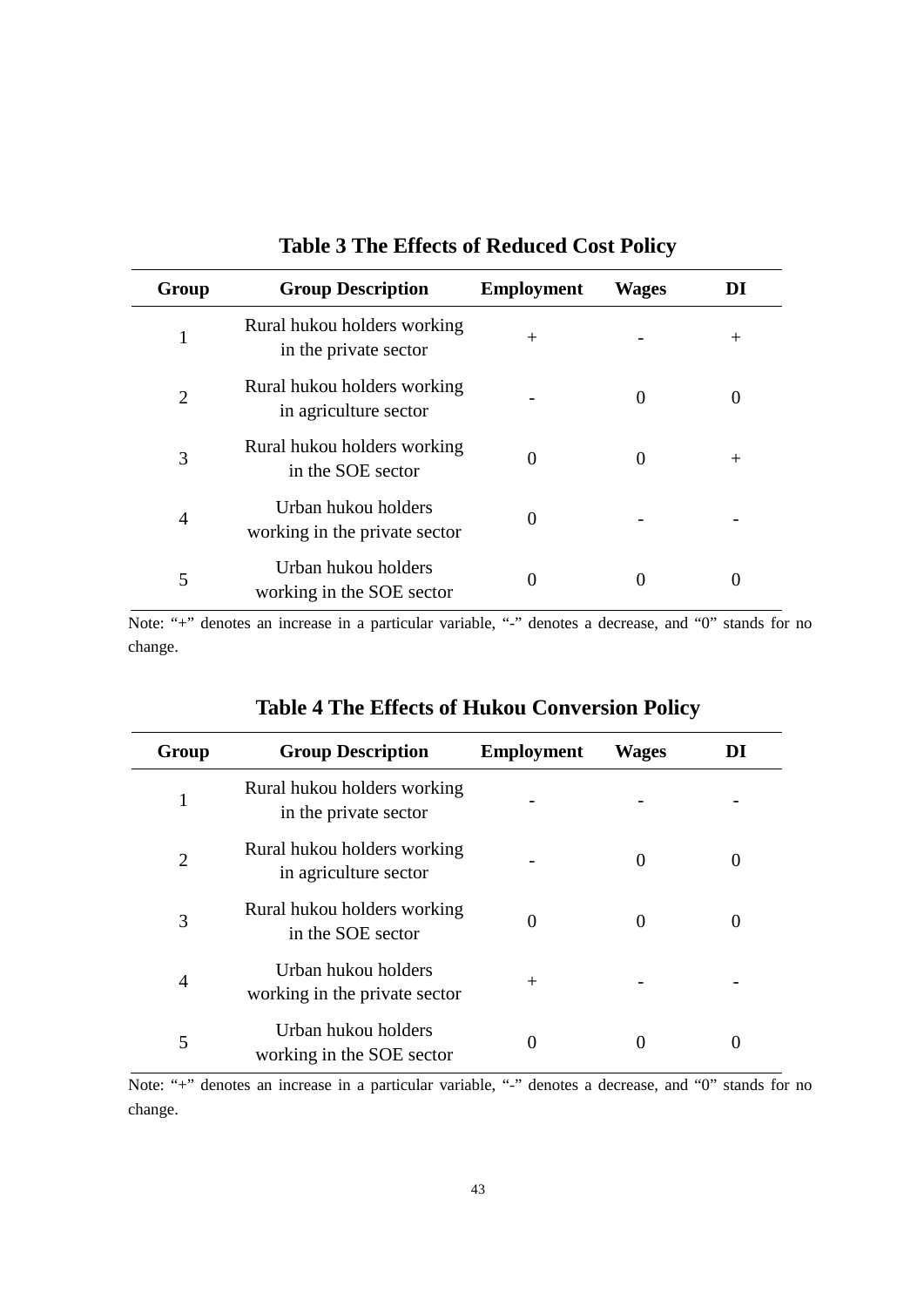**Table 3 The Effects of Reduced Cost Policy**

| Group | Group Description | Employment | Wages | DI |
|---|---|---|---|---|
| 1 | Rural hukou holders working in the private sector | + | - | + |
| 2 | Rural hukou holders working in agriculture sector | - | 0 | 0 |
| 3 | Rural hukou holders working in the SOE sector | 0 | 0 | + |
| 4 | Urban hukou holders working in the private sector | 0 | - | - |
| 5 | Urban hukou holders working in the SOE sector | 0 | 0 | 0 |

Note: "+" denotes an increase in a particular variable, "-" denotes a decrease, and "0" stands for no change.

**Table 4 The Effects of Hukou Conversion Policy**

| Group | Group Description | Employment | Wages | DI |
|---|---|---|---|---|
| 1 | Rural hukou holders working in the private sector | - | - | - |
| 2 | Rural hukou holders working in agriculture sector | - | 0 | 0 |
| 3 | Rural hukou holders working in the SOE sector | 0 | 0 | 0 |
| 4 | Urban hukou holders working in the private sector | + | - | - |
| 5 | Urban hukou holders working in the SOE sector | 0 | 0 | 0 |

Note: "+" denotes an increase in a particular variable, "-" denotes a decrease, and "0" stands for no change.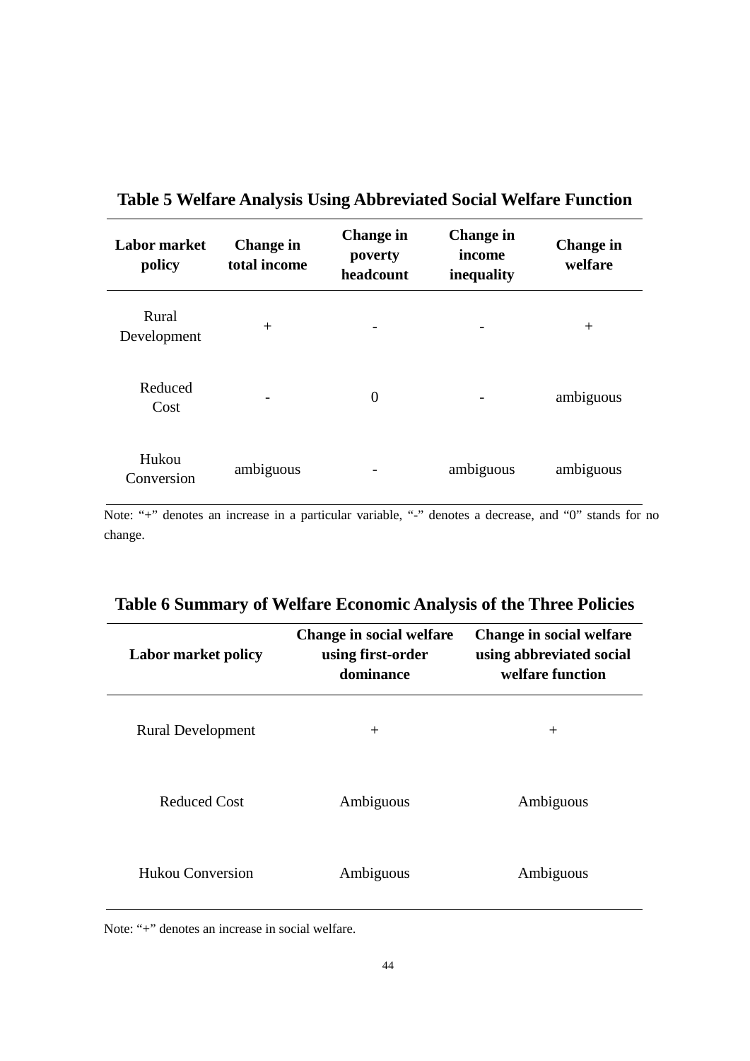**Table 5 Welfare Analysis Using Abbreviated Social Welfare Function**

| Labor market policy | Change in total income | Change in poverty headcount | Change in income inequality | Change in welfare |
|---|---|---|---|---|
| Rural Development | + | - | - | + |
| Reduced Cost | - | 0 | - | ambiguous |
| Hukou Conversion | ambiguous | - | ambiguous | ambiguous |

Note: “+” denotes an increase in a particular variable, “-” denotes a decrease, and “0” stands for no change.

**Table 6 Summary of Welfare Economic Analysis of the Three Policies**

| Labor market policy | Change in social welfare using first-order dominance | Change in social welfare using abbreviated social welfare function |
|---|---|---|
| Rural Development | + | + |
| Reduced Cost | Ambiguous | Ambiguous |
| Hukou Conversion | Ambiguous | Ambiguous |

Note: “+” denotes an increase in social welfare.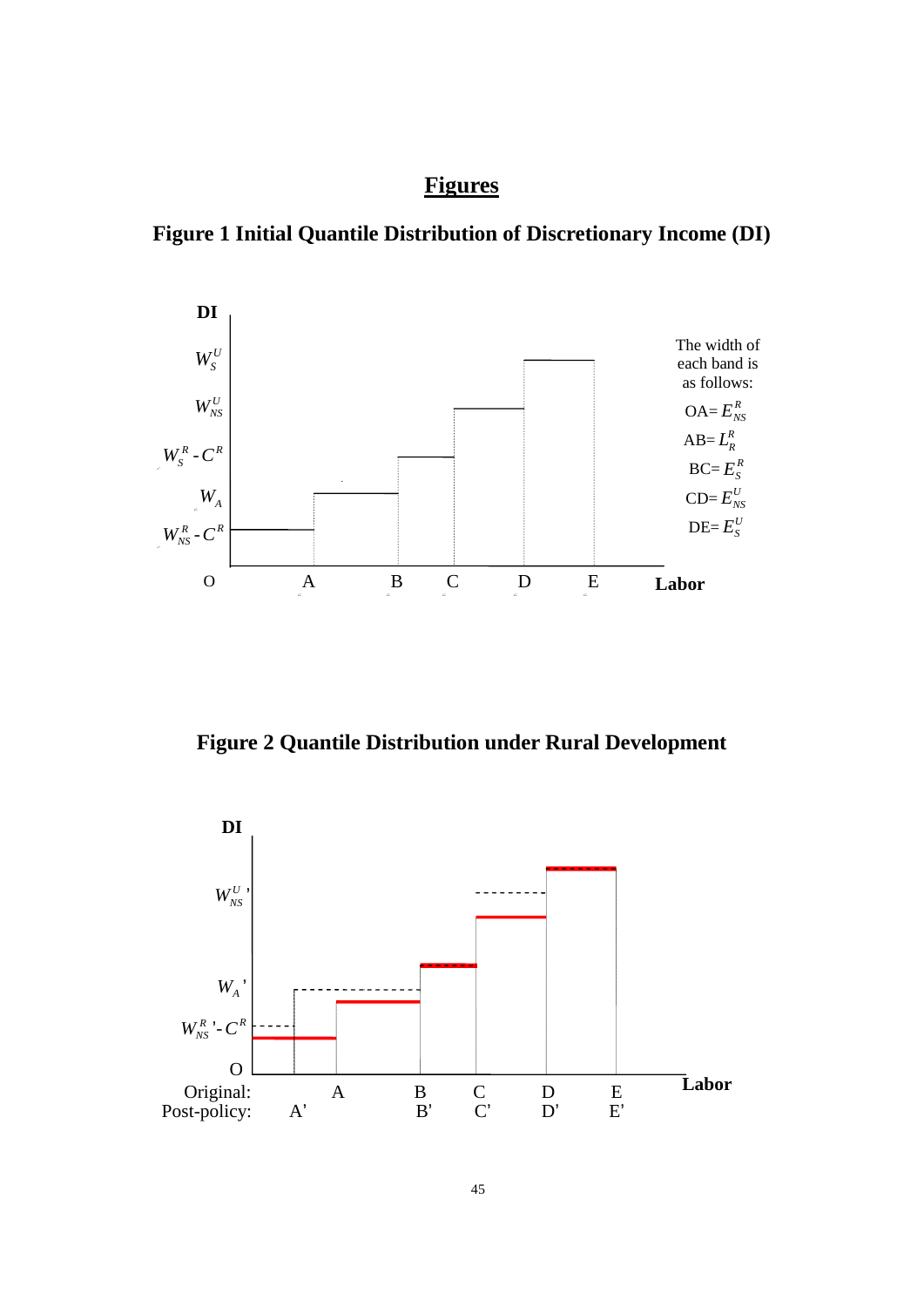# Figures

## Figure 1 Initial Quantile Distribution of Discretionary Income (DI)

DI

$W_S^U$

$W_{NS}^U$

$W_S^R - C^R$

$W_A$

$W_{NS}^R - C^R$

O A B C D E **Labor**

The width of each band is as follows:

OA= $E_{NS}^R$

AB= $L_R^R$

BC= $E_S^R$

CD= $E_{NS}^U$

DE= $E_S^U$

## Figure 2 Quantile Distribution under Rural Development

DI

$W_{NS}^U$'

$W_A$'

$W_{NS}^R$'- $C^R$

O

Original: A B C D E **Labor**

Post-policy: A' B' C' D' E'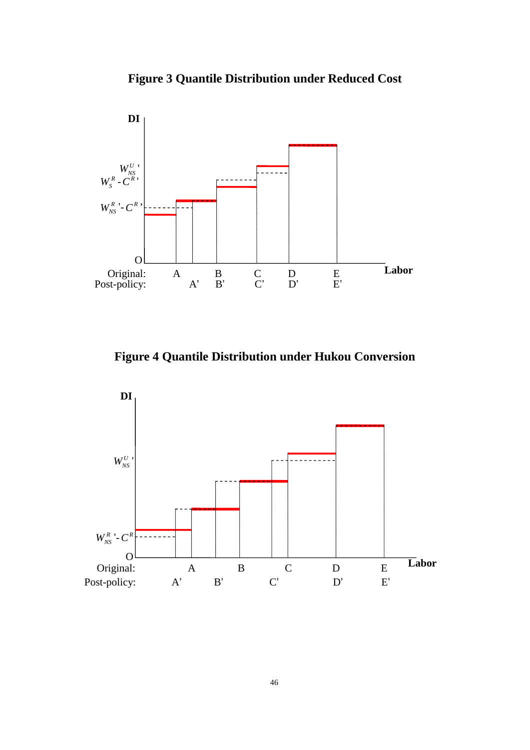**Figure 3 Quantile Distribution under Reduced Cost**

DI

$W_{NS}^{U}$ '

$W_{S}^{R}$ - $C^{R}$ '

$W_{NS}^{R}$ '- $C^{R}$ '

O

Original: A B C D E

Post-policy: A' B' C' D' E'

**Labor**

**Figure 4 Quantile Distribution under Hukou Conversion**

DI

$W_{NS}^{U}$ '

$W_{NS}^{R}$ '- $C^{R}$

O

Original: A B C D E

Post-policy: A' B' C' D' E'

**Labor**